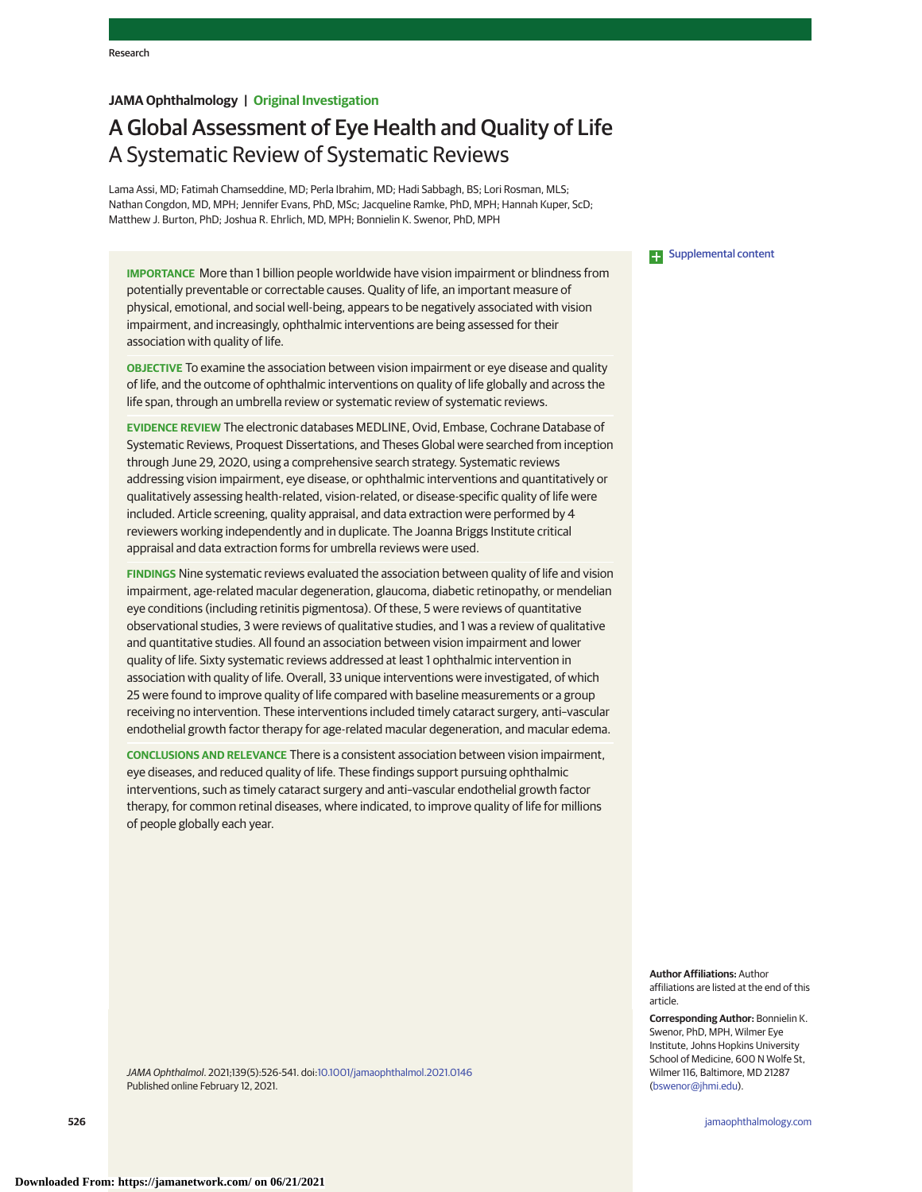# A Global Assessment of Eye Health and Quality of Life

## A Systematic Review of Systematic Reviews

Lama Assi, MD; Fatimah Chamseddine, MD; Perla Ibrahim, MD; Hadi Sabbagh, BS; Lori Rosman, MLS; Nathan Congdon, MD, MPH; Jennifer Evans, PhD, MSc; Jacqueline Ramke, PhD, MPH; Hannah Kuper, ScD; Matthew J. Burton, PhD; Joshua R. Ehrlich, MD, MPH; Bonnielin K. Swenor, PhD, MPH

**IMPORTANCE** More than 1 billion people worldwide have vision impairment or blindness from potentially preventable or correctable causes. Quality of life, an important measure of physical, emotional, and social well-being, appears to be negatively associated with vision impairment, and increasingly, ophthalmic interventions are being assessed for their association with quality of life.

**OBJECTIVE** To examine the association between vision impairment or eye disease and quality of life, and the outcome of ophthalmic interventions on quality of life globally and across the life span, through an umbrella review or systematic review of systematic reviews.

**EVIDENCE REVIEW** The electronic databases MEDLINE, Ovid, Embase, Cochrane Database of Systematic Reviews, Proquest Dissertations, and Theses Global were searched from inception through June 29, 2020, using a comprehensive search strategy. Systematic reviews addressing vision impairment, eye disease, or ophthalmic interventions and quantitatively or qualitatively assessing health-related, vision-related, or disease-specific quality of life were included. Article screening, quality appraisal, and data extraction were performed by 4 reviewers working independently and in duplicate. The Joanna Briggs Institute critical appraisal and data extraction forms for umbrella reviews were used.

**FINDINGS** Nine systematic reviews evaluated the association between quality of life and vision impairment, age-related macular degeneration, glaucoma, diabetic retinopathy, or mendelian eye conditions (including retinitis pigmentosa). Of these, 5 were reviews of quantitative observational studies, 3 were reviews of qualitative studies, and 1 was a review of qualitative and quantitative studies. All found an association between vision impairment and lower quality of life. Sixty systematic reviews addressed at least 1 ophthalmic intervention in association with quality of life. Overall, 33 unique interventions were investigated, of which 25 were found to improve quality of life compared with baseline measurements or a group receiving no intervention. These interventions included timely cataract surgery, anti–vascular endothelial growth factor therapy for age-related macular degeneration, and macular edema.

**CONCLUSIONS AND RELEVANCE** There is a consistent association between vision impairment, eye diseases, and reduced quality of life. These findings support pursuing ophthalmic interventions, such as timely cataract surgery and anti–vascular endothelial growth factor therapy, for common retinal diseases, where indicated, to improve quality of life for millions of people globally each year.

*JAMA Ophthalmol*. 2021;139(5):526-541. doi:10.1001/jamaophthalmol.2021.0146
Published online February 12, 2021.

Supplemental content

**Author Affiliations:** Author affiliations are listed at the end of this article.

**Corresponding Author:** Bonnielin K. Swenor, PhD, MPH, Wilmer Eye Institute, Johns Hopkins University School of Medicine, 600 N Wolfe St, Wilmer 116, Baltimore, MD 21287 (bswenor@jhmi.edu).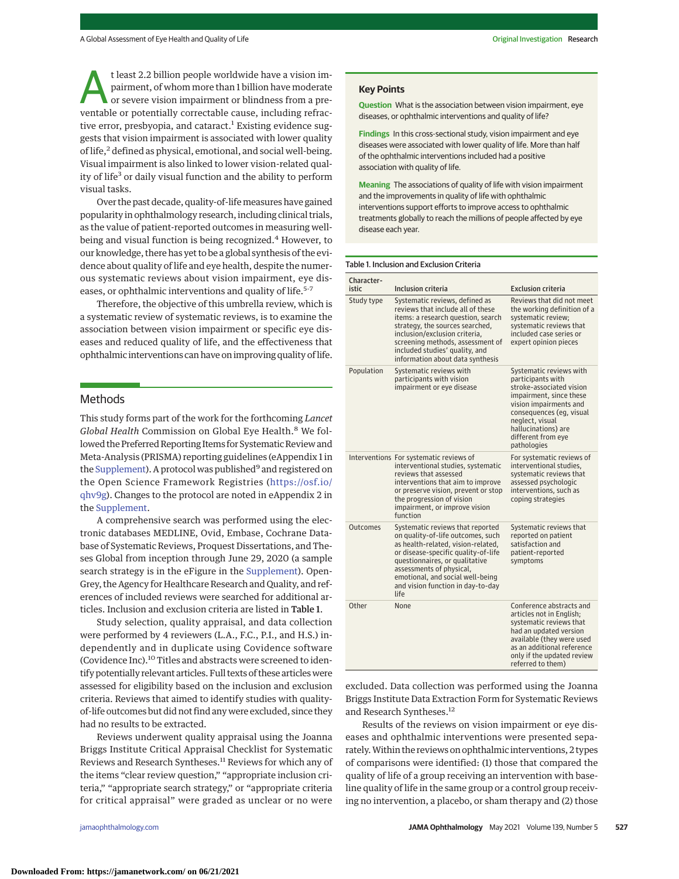At least 2.2 billion people worldwide have a vision impairment, of whom more than 1 billion have moderate or severe vision impairment or blindness from a preventable or potentially correctable cause, including refractive error, presbyopia, and cataract.[1] Existing evidence suggests that vision impairment is associated with lower quality of life,[2] defined as physical, emotional, and social well-being. Visual impairment is also linked to lower vision-related quality of life[3] or daily visual function and the ability to perform visual tasks.

Over the past decade, quality-of-life measures have gained popularity in ophthalmology research, including clinical trials, as the value of patient-reported outcomes in measuring well-being and visual function is being recognized.[4] However, to our knowledge, there has yet to be a global synthesis of the evidence about quality of life and eye health, despite the numerous systematic reviews about vision impairment, eye diseases, or ophthalmic interventions and quality of life.[5-7]

Therefore, the objective of this umbrella review, which is a systematic review of systematic reviews, is to examine the association between vision impairment or specific eye diseases and reduced quality of life, and the effectiveness that ophthalmic interventions can have on improving quality of life.

**Key Points**

**Question** What is the association between vision impairment, eye diseases, or ophthalmic interventions and quality of life?

**Findings** In this cross-sectional study, vision impairment and eye diseases were associated with lower quality of life. More than half of the ophthalmic interventions included had a positive association with quality of life.

**Meaning** The associations of quality of life with vision impairment and the improvements in quality of life with ophthalmic interventions support efforts to improve access to ophthalmic treatments globally to reach the millions of people affected by eye disease each year.

## Methods

This study forms part of the work for the forthcoming *Lancet Global Health* Commission on Global Eye Health.[8] We followed the Preferred Reporting Items for Systematic Review and Meta-Analysis (PRISMA) reporting guidelines (eAppendix 1 in the Supplement). A protocol was published[9] and registered on the Open Science Framework Registries (https://osf.io/qhv9g). Changes to the protocol are noted in eAppendix 2 in the Supplement.

A comprehensive search was performed using the electronic databases MEDLINE, Ovid, Embase, Cochrane Database of Systematic Reviews, Proquest Dissertations, and Theses Global from inception through June 29, 2020 (a sample search strategy is in the eFigure in the Supplement). OpenGrey, the Agency for Healthcare Research and Quality, and references of included reviews were searched for additional articles. Inclusion and exclusion criteria are listed in **Table 1**.

Table 1. Inclusion and Exclusion Criteria

| Characteristic | Inclusion criteria | Exclusion criteria |
|---|---|---|
| Study type | Systematic reviews, defined as reviews that include all of these items: a research question, search strategy, the sources searched, inclusion/exclusion criteria, screening methods, assessment of included studies' quality, and information about data synthesis | Reviews that did not meet the working definition of a systematic review; systematic reviews that included case series or expert opinion pieces |
| Population | Systematic reviews with participants with vision impairment or eye disease | Systematic reviews with participants with stroke-associated vision impairment, since these vision impairments and consequences (eg, visual neglect, visual hallucinations) are different from eye pathologies |
| Interventions | For systematic reviews of interventional studies, systematic reviews that assessed interventions that aim to improve or preserve vision, prevent or stop the progression of vision impairment, or improve vision function | For systematic reviews of interventional studies, systematic reviews that assessed psychologic interventions, such as coping strategies |
| Outcomes | Systematic reviews that reported on quality-of-life outcomes, such as health-related, vision-related, or disease-specific quality-of-life questionnaires, or qualitative assessments of physical, emotional, and social well-being and vision function in day-to-day life | Systematic reviews that reported on patient satisfaction and patient-reported symptoms |
| Other | None | Conference abstracts and articles not in English; systematic reviews that had an updated version available (they were used as an additional reference only if the updated review referred to them) |

Study selection, quality appraisal, and data collection were performed by 4 reviewers (L.A., F.C., P.I., and H.S.) independently and in duplicate using Covidence software (Covidence Inc).[10] Titles and abstracts were screened to identify potentially relevant articles. Full texts of these articles were assessed for eligibility based on the inclusion and exclusion criteria. Reviews that aimed to identify studies with quality-of-life outcomes but did not find any were excluded, since they had no results to be extracted.

Reviews underwent quality appraisal using the Joanna Briggs Institute Critical Appraisal Checklist for Systematic Reviews and Research Syntheses.[11] Reviews for which any of the items "clear review question," "appropriate inclusion criteria," "appropriate search strategy," or "appropriate criteria for critical appraisal" were graded as unclear or no were excluded. Data collection was performed using the Joanna Briggs Institute Data Extraction Form for Systematic Reviews and Research Syntheses.[12]

Results of the reviews on vision impairment or eye diseases and ophthalmic interventions were presented separately. Within the reviews on ophthalmic interventions, 2 types of comparisons were identified: (1) those that compared the quality of life of a group receiving an intervention with baseline quality of life in the same group or a control group receiving no intervention, a placebo, or sham therapy and (2) those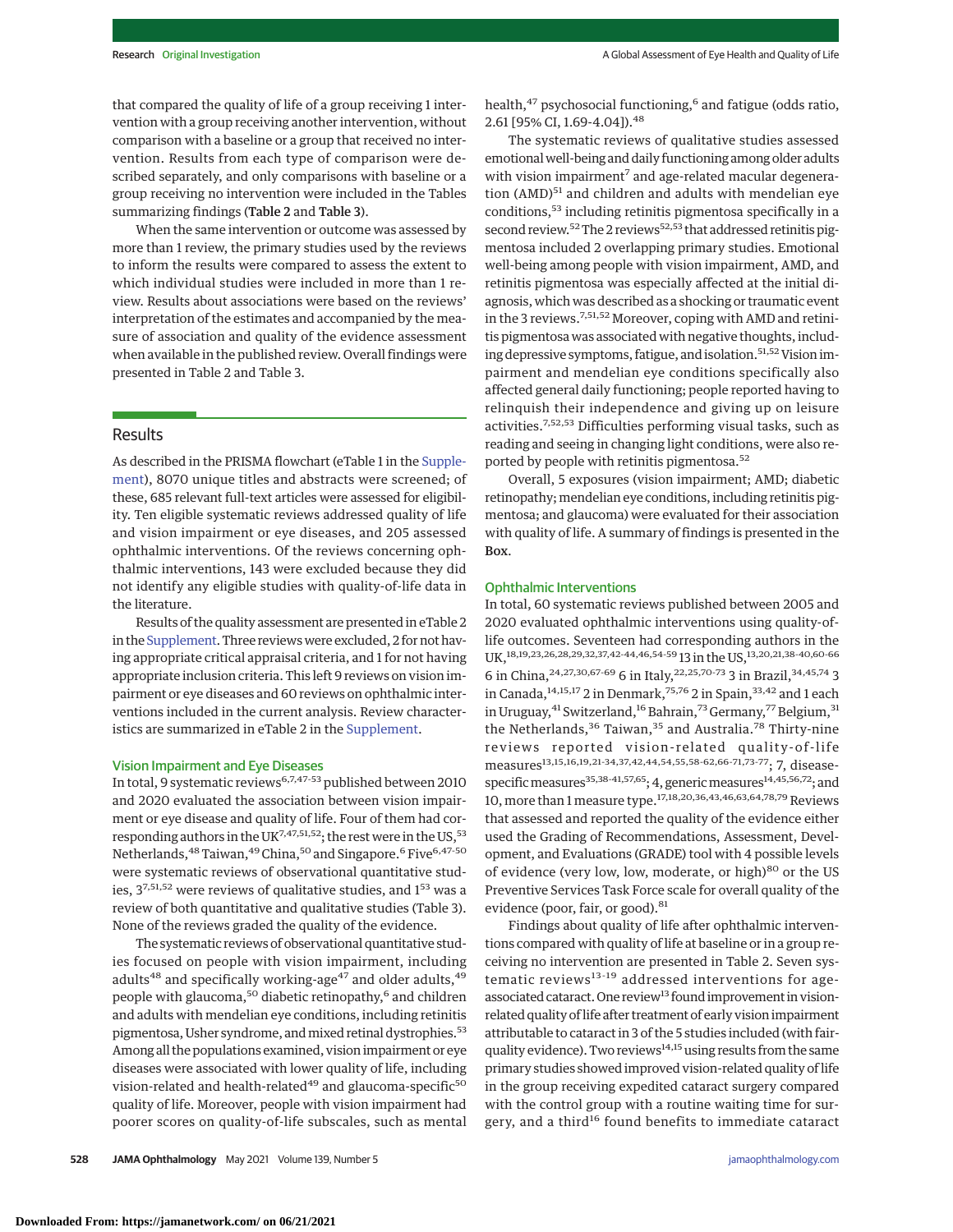that compared the quality of life of a group receiving 1 intervention with a group receiving another intervention, without comparison with a baseline or a group that received no intervention. Results from each type of comparison were described separately, and only comparisons with baseline or a group receiving no intervention were included in the Tables summarizing findings (**Table 2** and **Table 3**).

When the same intervention or outcome was assessed by more than 1 review, the primary studies used by the reviews to inform the results were compared to assess the extent to which individual studies were included in more than 1 review. Results about associations were based on the reviews' interpretation of the estimates and accompanied by the measure of association and quality of the evidence assessment when available in the published review. Overall findings were presented in Table 2 and Table 3.

## Results

As described in the PRISMA flowchart (eTable 1 in the Supplement), 8070 unique titles and abstracts were screened; of these, 685 relevant full-text articles were assessed for eligibility. Ten eligible systematic reviews addressed quality of life and vision impairment or eye diseases, and 205 assessed ophthalmic interventions. Of the reviews concerning ophthalmic interventions, 143 were excluded because they did not identify any eligible studies with quality-of-life data in the literature.

Results of the quality assessment are presented in eTable 2 in the Supplement. Three reviews were excluded, 2 for not having appropriate critical appraisal criteria, and 1 for not having appropriate inclusion criteria. This left 9 reviews on vision impairment or eye diseases and 60 reviews on ophthalmic interventions included in the current analysis. Review characteristics are summarized in eTable 2 in the Supplement.

### Vision Impairment and Eye Diseases

In total, 9 systematic reviews[6,7,47-53] published between 2010 and 2020 evaluated the association between vision impairment or eye disease and quality of life. Four of them had corresponding authors in the UK[7,47,51,52]; the rest were in the US,[53] Netherlands,[48] Taiwan,[49] China,[50] and Singapore.[6] Five[6,47-50] were systematic reviews of observational quantitative studies, 3[7,51,52] were reviews of qualitative studies, and 1[53] was a review of both quantitative and qualitative studies (Table 3). None of the reviews graded the quality of the evidence.

The systematic reviews of observational quantitative studies focused on people with vision impairment, including adults[48] and specifically working-age[47] and older adults,[49] people with glaucoma,[50] diabetic retinopathy,[6] and children and adults with mendelian eye conditions, including retinitis pigmentosa, Usher syndrome, and mixed retinal dystrophies.[53] Among all the populations examined, vision impairment or eye diseases were associated with lower quality of life, including vision-related and health-related[49] and glaucoma-specific[50] quality of life. Moreover, people with vision impairment had poorer scores on quality-of-life subscales, such as mental health,[47] psychosocial functioning,[6] and fatigue (odds ratio, 2.61 [95% CI, 1.69-4.04]).[48]

The systematic reviews of qualitative studies assessed emotional well-being and daily functioning among older adults with vision impairment[7] and age-related macular degeneration (AMD)[51] and children and adults with mendelian eye conditions,[53] including retinitis pigmentosa specifically in a second review.[52] The 2 reviews[52,53] that addressed retinitis pigmentosa included 2 overlapping primary studies. Emotional well-being among people with vision impairment, AMD, and retinitis pigmentosa was especially affected at the initial diagnosis, which was described as a shocking or traumatic event in the 3 reviews.[7,51,52] Moreover, coping with AMD and retinitis pigmentosa was associated with negative thoughts, including depressive symptoms, fatigue, and isolation.[51,52] Vision impairment and mendelian eye conditions specifically also affected general daily functioning; people reported having to relinquish their independence and giving up on leisure activities.[7,52,53] Difficulties performing visual tasks, such as reading and seeing in changing light conditions, were also reported by people with retinitis pigmentosa.[52]

Overall, 5 exposures (vision impairment; AMD; diabetic retinopathy; mendelian eye conditions, including retinitis pigmentosa; and glaucoma) were evaluated for their association with quality of life. A summary of findings is presented in the **Box**.

### Ophthalmic Interventions

In total, 60 systematic reviews published between 2005 and 2020 evaluated ophthalmic interventions using quality-of-life outcomes. Seventeen had corresponding authors in the UK,[18,19,23,26,28,29,32,37,42-44,46,54-59] 13 in the US,[13,20,21,38-40,60-66] 6 in China,[24,27,30,67-69] 6 in Italy,[22,25,70-73] 3 in Brazil,[34,45,74] 3 in Canada,[14,15,17] 2 in Denmark,[75,76] 2 in Spain,[33,42] and 1 each in Uruguay,[41] Switzerland,[16] Bahrain,[73] Germany,[77] Belgium,[31] the Netherlands,[36] Taiwan,[35] and Australia.[78] Thirty-nine reviews reported vision-related quality-of-life measures[13,15,16,19,21-34,37,42,44,54,55,58-62,66-71,73-77]; 7, disease-specific measures[35,38-41,57,65]; 4, generic measures[14,45,56,72]; and 10, more than 1 measure type.[17,18,20,36,43,46,63,64,78,79] Reviews that assessed and reported the quality of the evidence either used the Grading of Recommendations, Assessment, Development, and Evaluations (GRADE) tool with 4 possible levels of evidence (very low, low, moderate, or high)[80] or the US Preventive Services Task Force scale for overall quality of the evidence (poor, fair, or good).[81]

Findings about quality of life after ophthalmic interventions compared with quality of life at baseline or in a group receiving no intervention are presented in Table 2. Seven systematic reviews[13-19] addressed interventions for age-associated cataract. One review[13] found improvement in vision-related quality of life after treatment of early vision impairment attributable to cataract in 3 of the 5 studies included (with fair-quality evidence). Two reviews[14,15] using results from the same primary studies showed improved vision-related quality of life in the group receiving expedited cataract surgery compared with the control group with a routine waiting time for surgery, and a third[16] found benefits to immediate cataract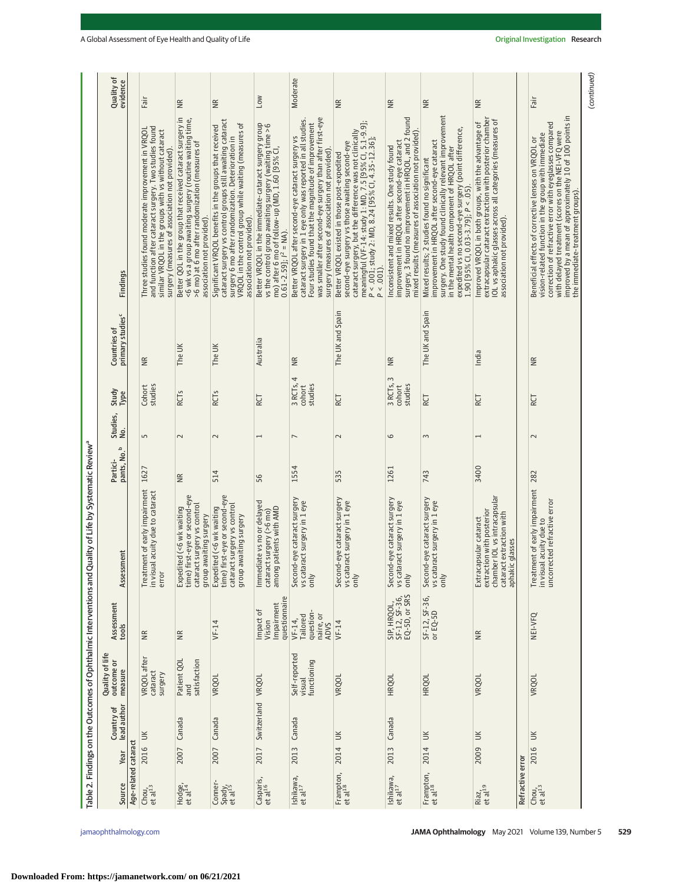Table 2. Findings on the Outcomes of Ophthalmic Interventions and Quality of Life by Systematic Review[a]

| Source | Year | Country of lead author | Quality of life outcome or measure | Assessment tools | Assessment | Participants, No.[b] | Studies, No. | Study Type | Countries of primary studies[c] | Findings | Quality of evidence |
|---|---|---|---|---|---|---|---|---|---|---|---|
| **Age-related cataract** | | | | | | | | | | | |
| Chou, et al[13] | 2016 | UK | VRQOL after cataract surgery | NR | Treatment of early impairment in visual acuity due to cataract error | 1627 | 5 | Cohort studies | NR | Three studies found moderate improvement in VRQOL and function after cataract surgery. Two studies found similar VRQOL in the groups with vs without cataract surgery (measures of association not provided). | Fair |
| Hodge, et al[14] | 2007 | Canada | Patient QOL and satisfaction | NR | Expedited (<6 wk waiting time) first-eye or second-eye cataract surgery vs control group awaiting surgery | NR | 2 | RCTs | The UK | Better QOL in the group that received cataract surgery in <6 wk vs a group awaiting surgery (routine waiting time, >6 mo) at 6 mo after randomization (measures of association not provided). | NR |
| Conner-Spady, et al[15] | 2007 | Canada | VRQOL | VF-14 | Expedited (<6 wk waiting time) first-eye or second-eye cataract surgery vs control group awaiting surgery | 514 | 2 | RCTs | The UK | Significant VRQOL benefits in the groups that received cataract surgery vs control groups still awaiting cataract surgery 6 mo after randomization. Deterioration in VRQOL in the control group while waiting (measures of association not provided). | NR |
| Casparis, et al[16] | 2017 | Switzerland | VRQOL | Impact of Vision Impairment questionnaire | Immediate vs no or delayed cataract surgery (>6 mo) among patients with AMD | 56 | 1 | RCT | Australia | Better VRQOL in the immediate-cataract surgery group vs the control group awaiting surgery (waiting time >6 mo) after 6 mo of follow-up (MD, 1.60 [95% CI, 0.61-2.59]; $I^2$ = NA). | Low |
| Ishikawa, et al[17] | 2013 | Canada | Self-reported visual functioning | VF-14, Tailored questionnaire, or ADVS | Second-eye cataract surgery vs cataract surgery in 1 eye only | 1554 | 7 | 3 RCTs, 4 cohort studies | NR | Better VRQOL after second-eye cataract surgery vs cataract surgery in 1 eye only was reported in all studies. Four studies found that the magnitude of improvement was smaller after second-eye surgery than after first-eye surgery (measures of association not provided). | Moderate |
| Frampton, et al[18] | 2014 | UK | VRQOL | VF-14 | Second-eye cataract surgery vs cataract surgery in 1 eye only | 535 | 2 | RCT | The UK and Spain | Better VRQOL existed in those post-expedited second-eye surgery vs those awaiting second-eye cataract surgery, but the difference was not clinically meaningful (VF-14: study 1: MD, 7.5 [95% CI, 5.1-9.9]; $P < .001$; study 2: MD, 8.24 [95% CI, 4.35-12.36]; $P < .001$). | NR |
| Ishikawa, et al[17] | 2013 | Canada | HRQOL | SIP, HRQOL, SF-12, SF-36, EQ-5D, or SRS | Second-eye cataract surgery vs cataract surgery in 1 eye only | 1261 | 6 | 3 RCTs, 3 cohort studies | NR | Inconsistent and mixed results. One study found improvement in HRQOL after second-eye cataract surgery, 3 found no improvement in HRQOL, and 2 found mixed results (measures of association not provided). | NR |
| Frampton, et al[18] | 2014 | UK | HRQOL | SF-12, SF-36, or EQ-5D | Second-eye cataract surgery vs cataract surgery in 1 eye only | 743 | 3 | RCT | The UK and Spain | Mixed results; 2 studies found no significant improvement in HRQOL after second-eye cataract surgery. One study found clinically relevant improvement in the mental health component of HRQOL after expedited vs no second-eye surgery (point difference, 1.90 [95% CI, 0.03-3.79]; $P < .05$). | NR |
| Riaz, et al[19] | 2009 | UK | VRQOL | NR | Extracapsular cataract extraction with posterior chamber IOL vs intracapsular cataract extraction with aphakic glasses | 3400 | 1 | RCT | India | Improved VRQOL in both groups, with the advantage of extracapsular cataract extraction with posterior chamber IOL vs aphakic glasses across all categories (measures of association not provided). | NR |
| **Refractive error** | | | | | | | | | | | |
| Chou, et al[13] | 2016 | UK | VRQOL | NEI-VFQ | Treatment of early impairment in visual acuity due to uncorrected refractive error | 282 | 2 | RCT | NR | Beneficial effects of corrective lenses on VRQOL or vision-related function in the group with immediate correction of refractive error with eyeglasses compared with delayed treatment (scores on the NEI-VFQ were improved by a mean of approximately 10 of 100 points in the immediate-treatment groups). | Fair |

(continued)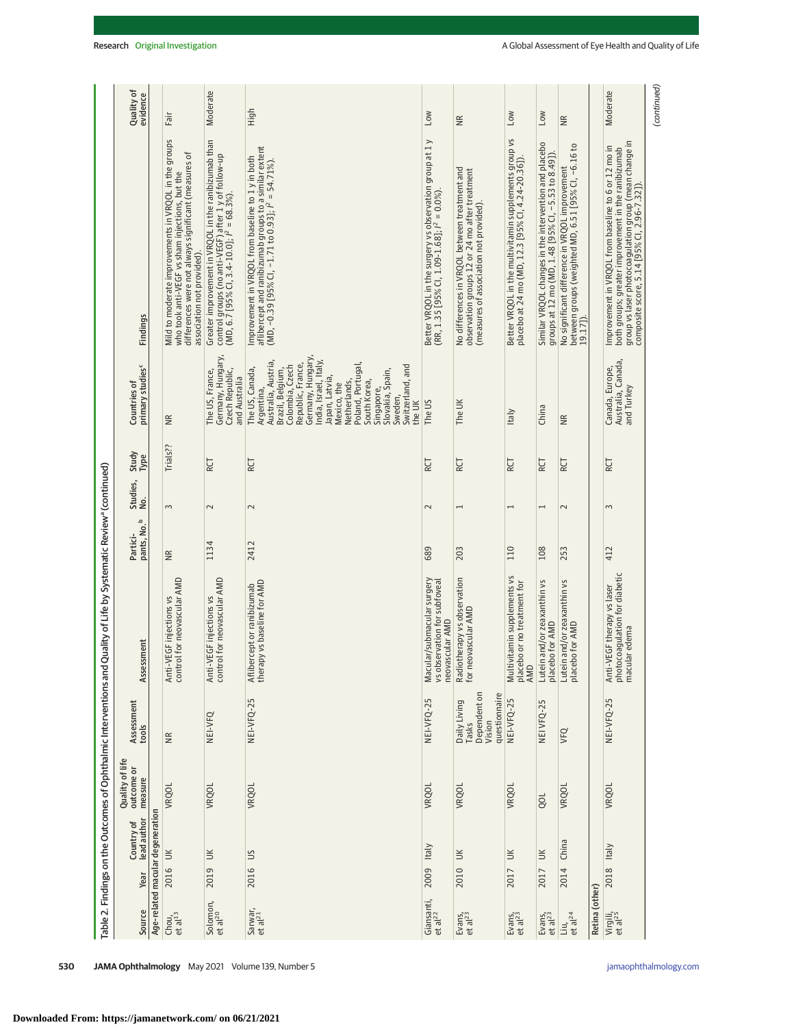Table 2. Findings on the Outcomes of Ophthalmic Interventions and Quality of Life by Systematic Review[a] (continued)

| Source | Year | Country of lead author | Quality of life outcome or measure | Assessment tools | Assessment | Partici-pants, No.[b] | Studies, No. | Study Type | Countries of primary studies[c] | Findings | Quality of evidence |
|---|---|---|---|---|---|---|---|---|---|---|---|
| **Age-related macular degeneration** | | | | | | | | | | | |
| Chou, et al[13] | 2016 | UK | VRQOL | NR | Anti-VEGF injections vs control for neovascular AMD | NR | 3 | Trials?? | NR | Mild to moderate improvements in VRQOL in the groups who took anti-VEGF vs sham injections, but the differences were not always significant (measures of association not provided). | Fair |
| Solomon, et al[20] | 2019 | UK | VRQOL | NEI-VFQ | Anti-VEGF injections vs control for neovascular AMD | 1134 | 2 | RCT | The US, France, Germany, Hungary, Czech Republic, and Australia | Greater improvement in VRQOL in the ranibizumab than control groups (no anti-VEGF) after 1 y of follow-up (MD, 6.7 [95% CI, 3.4-10.0]; $I^2$ = 68.3%). | Moderate |
| Sarwar, et al[21] | 2016 | US | VRQOL | NEI-VFQ-25 | Aflibercept or ranibizumab therapy vs baseline for AMD | 2412 | 2 | RCT | The US, Canada, Argentina, Australia, Austria, Brazil, Belgium, Colombia, Czech Republic, France, Germany, Hungary, India, Israel, Italy, Japan, Latvia, Mexico, the Netherlands, Poland, Portugal, South Korea, Singapore, Slovakia, Spain, Sweden, Switzerland, and the UK | Improvement in VRQOL from baseline to 1 y in both aflibercept and ranibizumab groups to a similar extent (MD, −0.39 [95% CI, −1.71 to 0.93]; $I^2$ = 54.71%). | High |
| Giansanti, et al[22] | 2009 | Italy | VRQOL | NEI-VFQ-25 | Macular/submacular surgery vs observation for subfoveal neovascular AMD | 689 | 2 | RCT | The US | Better VRQOL in the surgery vs observation group at 1 y (RR, 1.35 [95% CI, 1.09-1.68]; $I^2$ = 0.0%). | Low |
| Evans, et al[23] | 2010 | UK | VRQOL | Daily Living Tasks Dependent on Vision questionnaire | Radiotherapy vs observation for neovascular AMD | 203 | 1 | RCT | The UK | No differences in VRQOL between treatment and observation groups 12 or 24 mo after treatment (measures of association not provided). | NR |
| Evans, et al[23] | 2017 | UK | VRQOL | NEI-VFQ-25 | Multivitamin supplements vs placebo or no treatment for AMD | 110 | 1 | RCT | Italy | Better VRQOL in the multivitamin supplements group vs placebo at 24 mo (MD, 12.3 [95% CI, 4.24-20.36]). | Low |
| Evans, et al[23] | 2017 | UK | QOL | NEI VFQ-25 | Lutein and/or zeaxanthin vs placebo for AMD | 108 | 1 | RCT | China | Similar VRQOL changes in the intervention and placebo groups at 12 mo (MD, 1.48 [95% CI, −5.53 to 8.49]). | Low |
| Liu, et al[24] | 2014 | China | VRQOL | VFQ | Lutein and/or zeaxanthin vs placebo for AMD | 253 | 2 | RCT | NR | No significant difference in VRQOL improvement between groups (weighted MD, 6.51 [95% CI, −6.16 to 19.17]). | NR |
| **Retina (other)** | | | | | | | | | | | |
| Virgili, et al[25] | 2018 | Italy | VRQOL | NEI-VFQ-25 | Anti-VEGF therapy vs laser photocoagulation for diabetic macular edema | 412 | 3 | RCT | Canada, Europe, Australia, and Turkey | Improvement in VRQOL from baseline to 6 or 12 mo in both groups; greater improvement in the ranibizumab group vs laser photocoagulation group (mean change in composite score, 5.14 [95% CI, 2.96-7.32]). | Moderate |

(continued)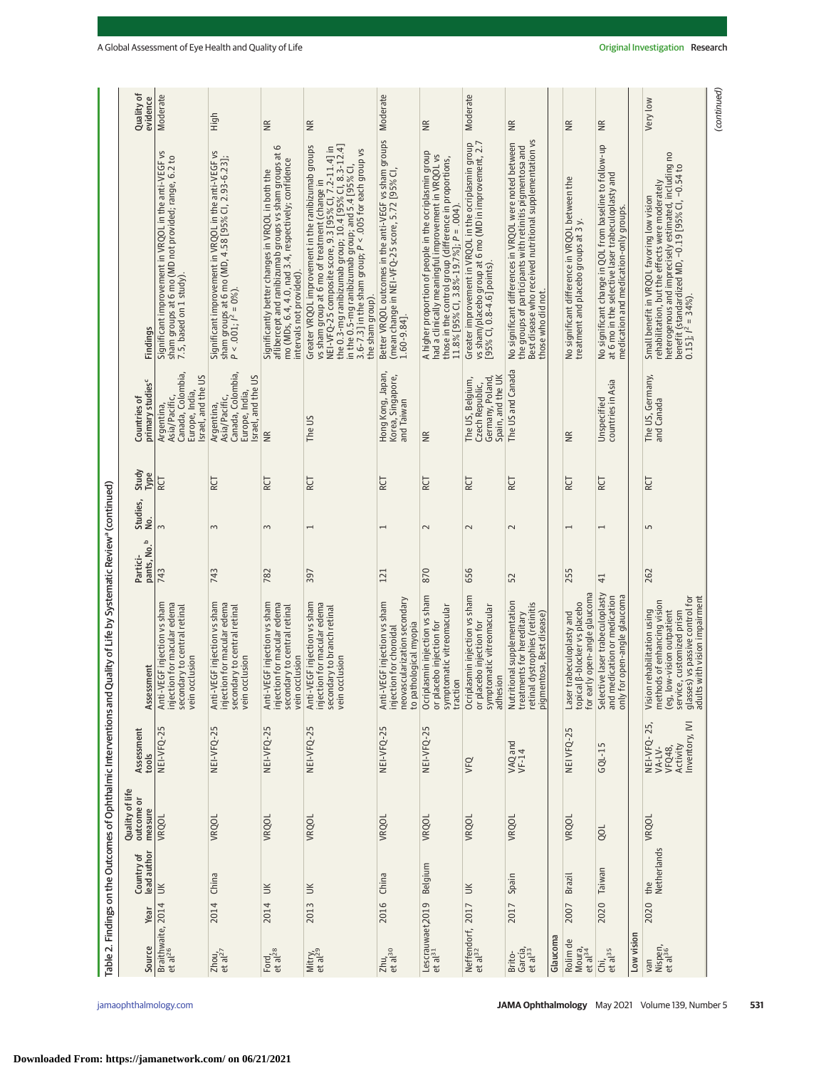Table 2. Findings on the Outcomes of Ophthalmic Interventions and Quality of Life by Systematic Review[a] (continued)

| Source | Year | Country of lead author | Quality of life outcome or measure | Assessment tools | Assessment | Participants, No.[b] | Studies, No. | Study Type | Countries of primary studies[c] | Findings | Quality of evidence |
|---|---|---|---|---|---|---|---|---|---|---|---|
| Braithwaite, et al[26] | 2014 | UK | VRQOL | NEI-VFQ-25 | Anti-VEGF injection vs sham injection for macular edema secondary to central retinal vein occlusion | 743 | 3 | RCT | Argentina, Asia/Pacific, Canada, Colombia, Europe, India, Israel, and the US | Significant improvement in VRQOL in the anti-VEGF vs sham groups at 6 mo (MD not provided; range, 6.2 to 7.5, based on 1 study). | Moderate |
| Zhou, et al[27] | 2014 | China | VRQOL | NEI-VFQ-25 | Anti-VEGF injection vs sham injection for macular edema secondary to central retinal vein occlusion | 743 | 3 | RCT | Argentina, Asia/Pacific, Canada, Colombia, Europe, India, Israel, and the US | Significant improvement in VRQOL in the anti-VEGF vs sham groups at 6 mo (MD, 4.58 [95% CI, 2.93-6.23]; $P < .001$; $I^2 = 0\%$). | High |
| Ford, et al[28] | 2014 | UK | VRQOL | NEI-VFQ-25 | Anti-VEGF injection vs sham injection for macular edema secondary to central retinal vein occlusion | 782 | 3 | RCT | NR | Significantly better changes in VRQOL in both the aflibercept and ranibizumab groups vs sham groups at 6 mo (MDs, 6.4, 4.0, nad 3.4, respectively; confidence intervals not provided). | NR |
| Mitry, et al[29] | 2013 | UK | VRQOL | NEI-VFQ-25 | Anti-VEGF injection vs sham injection for macular edema secondary to branch retinal vein occlusion | 397 | 1 | RCT | The US | Greater VRQOL improvement in the ranibizumab groups vs sham group at 6 mo of treatment (change in NEI-VFQ-25 composite score, 9.3 [95% CI, 7.2-11.4] in the 0.3-mg ranibizumab group; 10.4 [95% CI, 8.3-12.4] in the 0.5-mg ranibizumab group; and 5.4 [95% CI, 3.6-7.3] in the sham group; $P < .005$ for each group vs the sham group). | NR |
| Zhu, et al[30] | 2016 | China | VRQOL | NEI-VFQ-25 | Anti-VEGF injection vs sham injection for choroidal neovascularization secondary to pathological myopia | 121 | 1 | RCT | Hong Kong, Japan, Korea, Singapore, and Taiwan | Better VRQOL outcomes in the anti-VEGF vs sham groups (mean change in NEI-VFQ-25 score, 5.72 [95% CI, 1.60-9.84]. | Moderate |
| Lescrauwaet, et al[31] | 2019 | Belgium | VRQOL | NEI-VFQ-25 | Ocriplasmin injection vs sham or placebo injection for symptomatic vitreomacular traction | 870 | 2 | RCT | NR | A higher proportion of people in the ocriplasmin group had a clinically meaningful improvement in VRQOL vs those in the control group (difference in proportions, 11.8% [95% CI, 3.8%-19.7%]; $P = .004$). | NR |
| Neffendorf, et al[32] | 2017 | UK | VRQOL | VFQ | Ocriplasmin injection vs sham or placebo injection for symptomatic vitreomacular adhesion | 656 | 2 | RCT | The US, Belgium, Czech Republic, Germany, Poland, Spain, and the UK | Greater improvement in VRQOL in the ocriplasmin group vs sham/placebo group at 6 mo (MD in improvement, 2.7 [95% CI, 0.8-4.6] points). | Moderate |
| Brito-García, et al[33] | 2017 | Spain | VRQOL | VAQ and VF-14 | Nutritional supplementation treatments for hereditary retinal dystrophies (retinitis pigmentosa, Best disease) | 52 | 2 | RCT | The US and Canada | No significant differences in VRQOL were noted between the groups of participants with retinitis pigmentosa and Best disease who received nutritional supplementation vs those who did not. | NR |
| **Glaucoma** | | | | | | | | | | | |
| Rolim de Moura, et al[34] | 2007 | Brazil | VRQOL | NEI VFQ-25 | Laser trabeculoplasty and topical β-blocker vs placebo for early open-angle glaucoma | 255 | 1 | RCT | NR | No significant difference in VRQOL between the treatment and placebo groups at 3 y. | NR |
| Chi, et al[35] | 2020 | Taiwan | QOL | GQL-15 | Selective laser trabeculoplasty and medication or medication only for open-angle glaucoma | 41 | 1 | RCT | Unspecified countries in Asia | No significant change in QOL from baseline to follow-up at 6 mo in the selective laser trabeculoplasty and medication and medication-only groups. | NR |
| **Low vision** | | | | | | | | | | | |
| van Nispen, et al[36] | 2020 | the Netherlands | VRQOL | NEI-VFQ-25, VA-LV-VFQ48, Activity Inventory, IVI | Vision rehabilitation using methods of enhancing vision (eg, low-vision outpatient service, customized prism glasses) vs passive control for adults with vision impairment | 262 | 5 | RCT | The US, Germany, and Canada | Small benefit in VRQOL favoring low vision rehabilitation, but the effects were moderately heterogenous and imprecisely estimated, including no benefit (standardized MD, −0.19 [95% CI, −0.54 to 0.15]; $I^2 = 34\%$). | Very low |

(continued)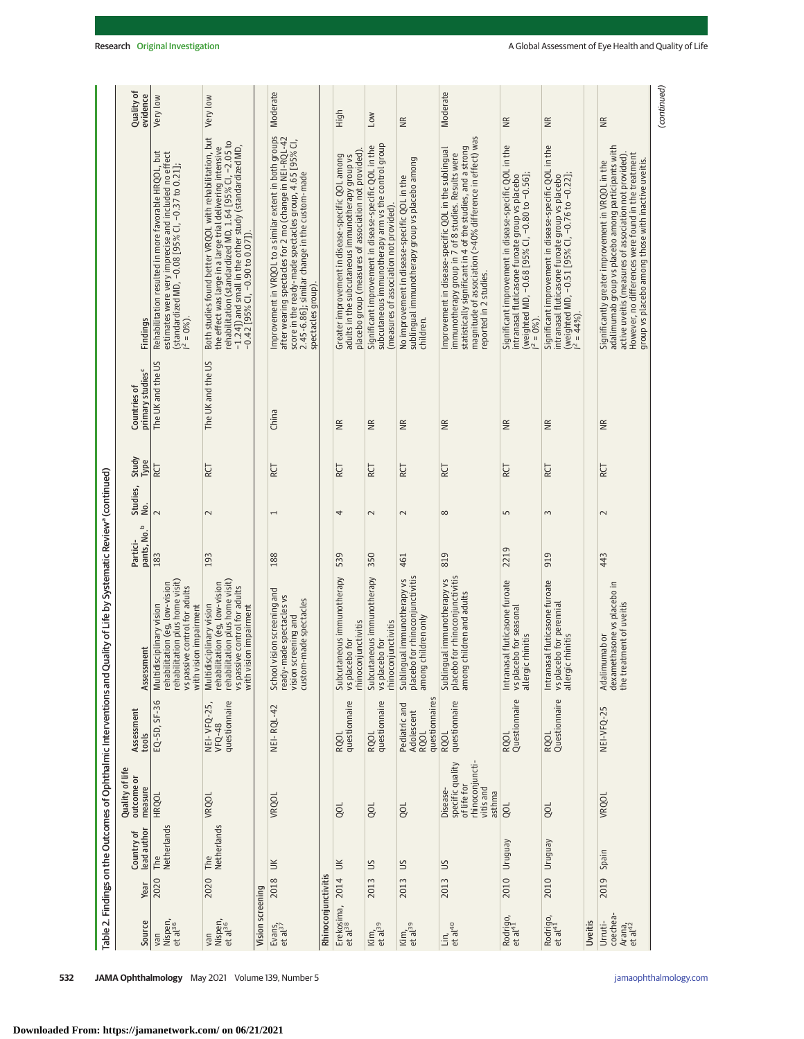Table 2. Findings on the Outcomes of Ophthalmic Interventions and Quality of Life by Systematic Review[a] (continued)

| Source | Year | Country of lead author | Quality of life outcome or measure | Assessment tools | Assessment | Participants, No.[b] | Studies, No. | Study Type | Countries of primary studies[c] | Findings | Quality of evidence |
|---|---|---|---|---|---|---|---|---|---|---|---|
| van Nispen, et al[36] | 2020 | The Netherlands | HRQOL | EQ-5D, SF-36 | Multidisciplinary vision rehabilitation (eg, low-vision rehabilitation plus home visit) vs passive control for adults with vision impairment | 183 | 2 | RCT | The UK and the US | Rehabilitation resulted in more favorable HRQOL, but estimates were very imprecise and included no effect (standardized MD, −0.08 [95% CI, −0.37 to 0.21]; $I^2 = 0\%$). | Very low |
| van Nispen, et al[36] | 2020 | The Netherlands | VRQOL | NEI-VFQ-25, VFQ-48 questionnaire | Multidisciplinary vision rehabilitation (eg, low-vision rehabilitation plus home visit) vs passive control for adults with vision impairment | 193 | 2 | RCT | The UK and the US | Both studies found better VRQOL with rehabilitation, but the effect was large in a large trial delivering intensive rehabilitation (standardized MD, 1.64 [95% CI, −2.05 to −1.24]) and small in the other study (standardized MD, −0.42 [95% CI, −0.90 to 0.07]). | Very low |
| **Vision screening** | | | | | | | | | | | |
| Evans, et al[37] | 2018 | UK | VRQOL | NEI-RQL-42 | School vision screening and ready-made spectacles vs vision screening and custom-made spectacles | 188 | 1 | RCT | China | Improvement in VRQOL to a similar extent in both groups after wearing spectacles for 2 mo (change in NEI-RQL-42 score in the ready-made spectacles group, 4.65 [95% CI, 2.45-6.86]; similar change in the custom-made spectacles group). | Moderate |
| **Rhinoconjunctivitis** | | | | | | | | | | | |
| Erekosima, et al[38] | 2014 | UK | QOL | RQOL questionnaire | Subcutaneous immunotherapy vs placebo for rhinoconjunctivitis | 539 | 4 | RCT | NR | Greater improvement in disease-specific QOL among adults in the subcutaneous immunotherapy group vs placebo group (measures of association not provided). | High |
| Kim, et al[39] | 2013 | US | QOL | RQOL questionnaire | Subcutaneous immunotherapy vs placebo for rhinoconjunctivitis | 350 | 2 | RCT | NR | Significant improvement in disease-specific QOL in the subcutaneous immunotherapy arm vs the control group (measures of association not provided). | Low |
| Kim, et al[39] | 2013 | US | QOL | Pediatric and Adolescent RQOL questionnaires | Sublingual immunotherapy vs placebo for rhinoconjunctivitis among children only | 461 | 2 | RCT | NR | No improvement in disease-specific QOL in the sublingual immunotherapy group vs placebo among children. | NR |
| Lin, et al[40] | 2013 | US | Disease-specific quality of life for rhinoconjunctivitis and asthma | RQOL questionnaire | Sublingual immunotherapy vs placebo for rhinoconjunctivitis among children and adults | 819 | 8 | RCT | NR | Improvement in disease-specific QOL in the sublingual immunotherapy group in 7 of 8 studies. Results were statistically significant in 4 of the studies, and a strong magnitude of association (>40% difference in effect) was reported in 2 studies. | Moderate |
| Rodrigo, et al[41] | 2010 | Uruguay | QOL | RQOL Questionnaire | Intranasal fluticasone furoate vs placebo for seasonal allergic rhinitis | 2219 | 5 | RCT | NR | Significant improvement in disease-specific QOL in the intranasal fluticasone furoate group vs placebo (weighted MD, −0.68 [95% CI, −0.80 to −0.56]; $I^2 = 0\%$). | NR |
| Rodrigo, et al[41] | 2010 | Uruguay | QOL | RQOL Questionnaire | Intranasal fluticasone furoate vs placebo for perennial allergic rhinitis | 919 | 3 | RCT | NR | Significant improvement in disease-specific QOL in the intranasal fluticasone furoate group vs placebo (weighted MD, −0.51 [95% CI, −0.76 to −0.22]; $I^2 = 44\%$). | NR |
| **Uveitis** | | | | | | | | | | | |
| Urruticoechea-Arana, et al[42] | 2019 | Spain | VRQOL | NEI-VFQ-25 | Adalimumab or dexamethasone vs placebo in the treatment of uveitis | 443 | 2 | RCT | NR | Significantly greater improvement in VRQOL in the adalimumab group vs placebo among participants with active uveitis (measures of association not provided). However, no differences were found in the treatment group vs placebo among those with inactive uveitis. | NR |

(continued)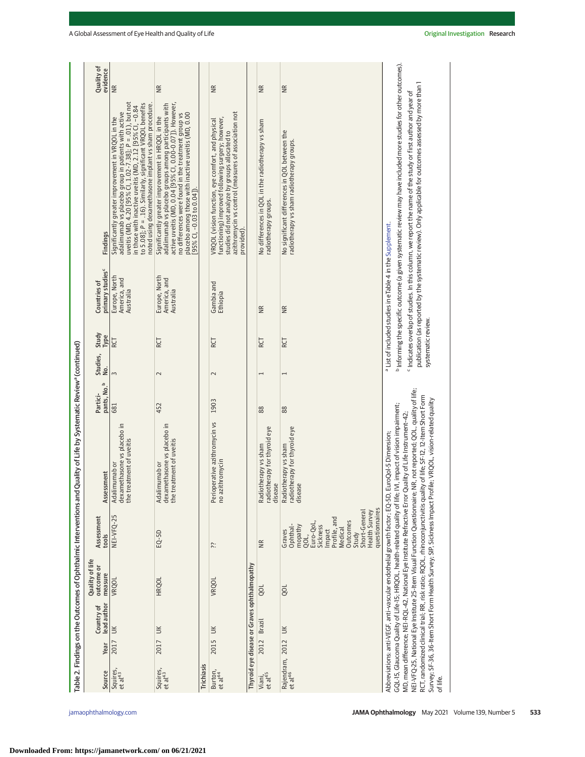Table 2. Findings on the Outcomes of Ophthalmic Interventions and Quality of Life by Systematic Review[a] (continued)

| Source | Year | Country of lead author | Quality of life outcome or measure | Assessment tools | Assessment | Participants, No.[b] | Studies, No. | Study Type | Countries of primary studies[c] | Findings | Quality of evidence |
|---|---|---|---|---|---|---|---|---|---|---|---|
| Squires, et al[43] | 2017 | UK | VRQOL | NEI-VFQ-25 | Adalimumab or dexamethasone vs placebo in the treatment of uveitis | 681 | 3 | RCT | Europe, North America, and Australia | Significantly greater improvement in VRQOL in the adalimumab vs placebo group in patients with active uveitis (MD, 4.20 [95% CI, 1.02-7.38]; P = .01), but not in those with inactive uveitis (MD, 2.12 [95% CI, −0.84 to 5.08]; P = .16). Similarly, significant VRQOL benefits noted using dexamethasone implant vs sham procedure. | NR |
| Squires, et al[43] | 2017 | UK | HRQOL | EQ-5D | Adalimumab or dexamethasone vs placebo in the treatment of uveitis | 452 | 2 | RCT | Europe, North America, and Australia | Significantly greater improvement in HRQOL in the adalimumab vs placebo groups among participants with active uveitis (MD, 0.04 [95% CI, 0.00-0.07]). However, no differences were found in the treatment group vs placebo among those with inactive uveitis (MD, 0.00 [95% CI, −0.03 to 0.04]). | NR |
| **Trichiasis** | | | | | | | | | | | |
| Burton, et al[44] | 2015 | UK | VRQOL | ?? | Perioperative azithromycin vs no azithromycin | 1903 | 2 | RCT | Gambia and Ethiopia | VRQOL (vision function, eye comfort, and physical functioning) improved following surgery; however, studies did not analyze by groups allocated to azithromycin vs control (measures of association not provided). | NR |
| **Thyroid eye disease or Graves ophthalmopathy** | | | | | | | | | | | |
| Viani, et al[45] | 2012 | Brazil | QOL | NR | Radiotherapy vs sham radiotherapy for thyroid eye disease | 88 | 1 | RCT | NR | No differences in QOL in the radiotherapy vs sham radiotherapy groups. | NR |
| Rajendram, et al[46] | 2012 | UK | QOL | Graves Ophthalmopathy QOL, Euro-QoL, Sickness Impact Profile, and Medical Outcomes Study Short-General Health Survey questionnaires | Radiotherapy vs sham radiotherapy for thyroid eye disease | 88 | 1 | RCT | NR | No significant differences in QOL between the radiotherapy vs sham radiotherapy groups. | NR |

Abbreviations: anti-VEGF, anti-vascular endothelial growth factor; EQ-5D, EuroQol-5 Dimension; GQL-15, Glaucoma Quality of Life-15; HRQOL, health-related quality of life; IVI, impact of vision impairment; MD, mean difference; NEI-RQL-42, National Eye Institute Refractive Error Quality of Life Instrument-42; NEI-VFQ-25, National Eye Institute 25-Item Visual Function Questionnaire; NR, not reported; QOL, quality of life; RCT, randomized clinical trial; RR, risk ratio; RQOL, rhinoconjunctivitis quality of life; SF-12, 12-Item Short Form Survey; SF-36, 36-Item Short Form Health Survey; SIP, Sickness Impact Profile; VRQOL, vision-related quality of life.

[a] List of included studies in eTable 4 in the Supplement.

[b] Informing the specific outcome (a given systematic review may have included more studies for other outcomes).

[c] Indicates overlap of studies. In this column, we report the name of the study or first author and year of publication (as reported by the systematic review). Only applicable for outcomes assessed by more than 1 systematic review.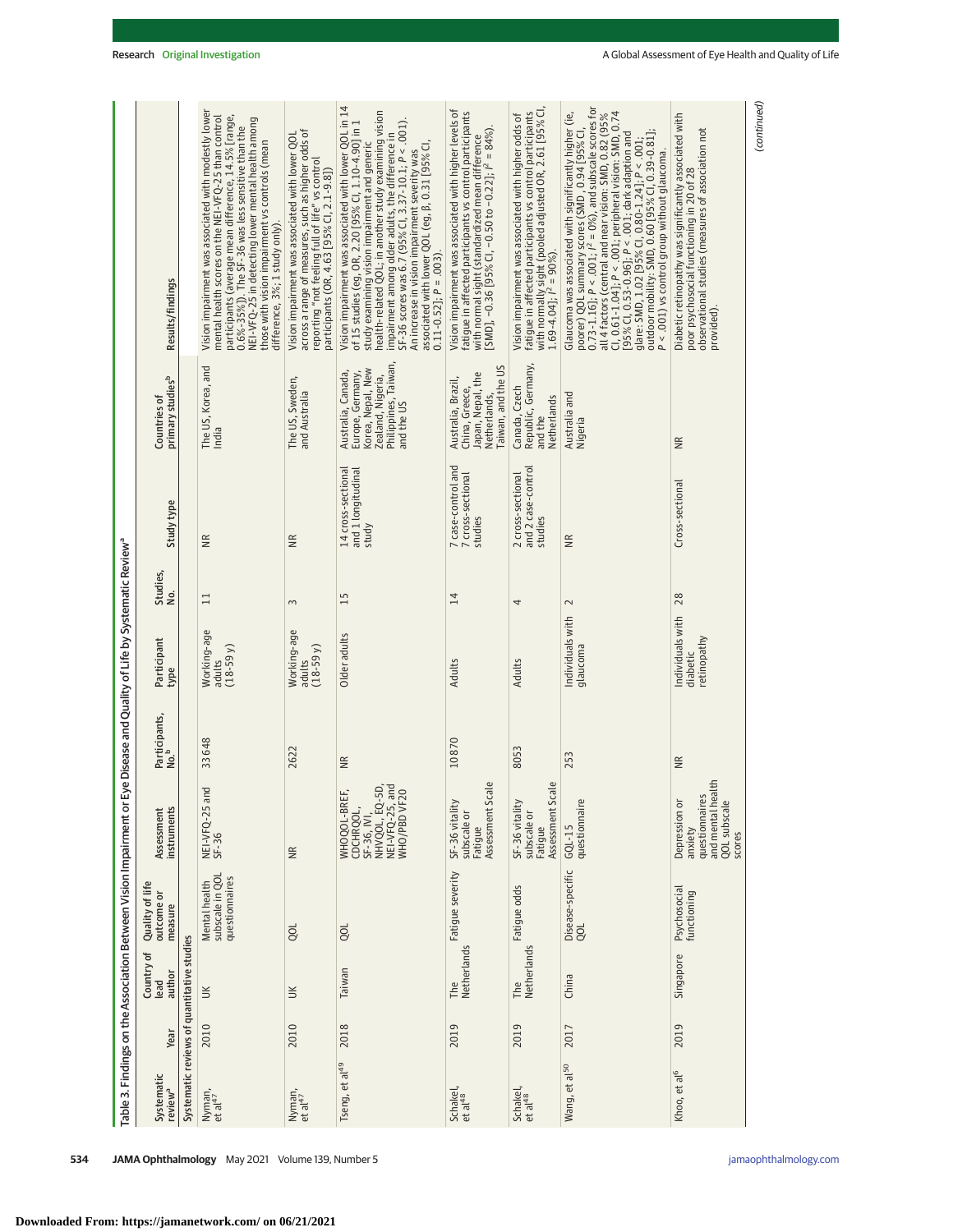Table 3. Findings on the Association Between Vision Impairment or Eye Disease and Quality of Life by Systematic Review[a]

| Systematic review[a] | Year | Country of lead author | Quality of life outcome or measure | Assessment instruments | Participants, No.[b] | Participant type | Studies, No. | Study type | Countries of primary studies[b] | Results/findings |
|---|---|---|---|---|---|---|---|---|---|---|
| Systematic reviews of quantitative studies | | | | | | | | | | |
| Nyman, et al[47] | 2010 | UK | Mental health subscale in QOL questionnaires | NEI-VFQ-25 and SF-36 | 33 648 | Working-age adults (18-59 y) | 11 | NR | The US, Korea, and India | Vision impairment was associated with modestly lower mental health scores on the NEI-VFQ-25 than control participants (average mean difference, 14.5% [range, 0.6%-35%]). The SF-36 was less sensitive than the NEI-VFQ-25 in detecting lower mental health among those with vision impairment vs controls (mean difference, 3%; 1 study only). |
| Nyman, et al[47] | 2010 | UK | QOL | NR | 2622 | Working-age adults (18-59 y) | 3 | NR | The US, Sweden, and Australia | Vision impairment was associated with lower QOL across a range of measures, such as higher odds of reporting "not feeling full of life" vs control participants (OR, 4.63 [95% CI, 2.1-9.8]) |
| Tseng, et al[49] | 2018 | Taiwan | QOL | WHOQOL-BREF, CDCHRQOL, SF-36, IVI, NHVQOL, EQ-5D, NEI-VFQ-25, and WHO/PBD VF20 | NR | Older adults | 15 | 14 cross-sectional and 1 longitudinal study | Australia, Canada, Europe, Germany, Korea, Nepal, New Zealand, Nigeria, Philippines, Taiwan, and the US | Vision impairment was associated with lower QOL in 14 of 15 studies (eg, OR, 2.20 [95% CI, 1.10-4.90] in 1 study examining vision impairment and generic health-related QOL; in another study examining vision impairment among older adults, the difference in SF-36 scores was 6.7 (95% CI, 3.37-10.1; $P < .001$). An increase in vision impairment severity was associated with lower QOL (eg, β, 0.31 [95% CI, 0.11-0.52]; $P = .003$). |
| Schakel, et al[48] | 2019 | The Netherlands | Fatigue severity | SF-36 vitality subscale or Fatigue Assessment Scale | 10 870 | Adults | 14 | 7 case-control and 7 cross-sectional studies | Australia, Brazil, China, Greece, Japan, Nepal, the Netherlands, Taiwan, and the US | Vision impairment was associated with higher levels of fatigue in affected participants vs control participants with normal sight (standardized mean difference [SMD], −0.36 [95% CI, −0.50 to −0.22]; $I^2 = 84\%$). |
| Schakel, et al[48] | 2019 | The Netherlands | Fatigue odds | SF-36 vitality subscale or Fatigue Assessment Scale | 8053 | Adults | 4 | 2 cross-sectional and 2 case-control studies | Canada, Czech Republic, Germany, and the Netherlands | Vision impairment was associated with higher odds of fatigue in affected participants vs control participants with normally sight (pooled adjusted OR, 2.61 [95% CI, 1.69-4.04]; $I^2 = 90\%$). |
| Wang, et al[50] | 2017 | China | Disease-specific QOL | GQL-15 questionnaire | 253 | Individuals with glaucoma | 2 | NR | Australia and Nigeria | Glaucoma was associated with significantly higher (ie, poorer) QOL summary scores (SMD, 0.94 [95% CI, 0.73-1.16]; $P < .001$; $I^2 = 0\%$), and subscale scores for all 4 factors (central and near vision: SMD, 0.82 (95% CI, 0.61-1.04]; $P < .001$; peripheral vision: SMD, 0.74 [95% CI, 0.53-0.96]; $P < .001$; dark adaption and glare: SMD, 1.02 [95% CI, 0.80-1.24]; $P < .001$; outdoor mobility: SMD, 0.60 [95% CI, 0.39-0.81]; $P < .001$) vs control group without glaucoma. |
| Khoo, et al[6] | 2019 | Singapore | Psychosocial functioning | Depression or anxiety questionnaires and mental health QOL subscale scores | NR | Individuals with diabetic retinopathy | 28 | Cross-sectional | NR | Diabetic retinopathy was significantly associated with poor psychosocial functioning in 20 of 28 observational studies (measures of association not provided). |

(continued)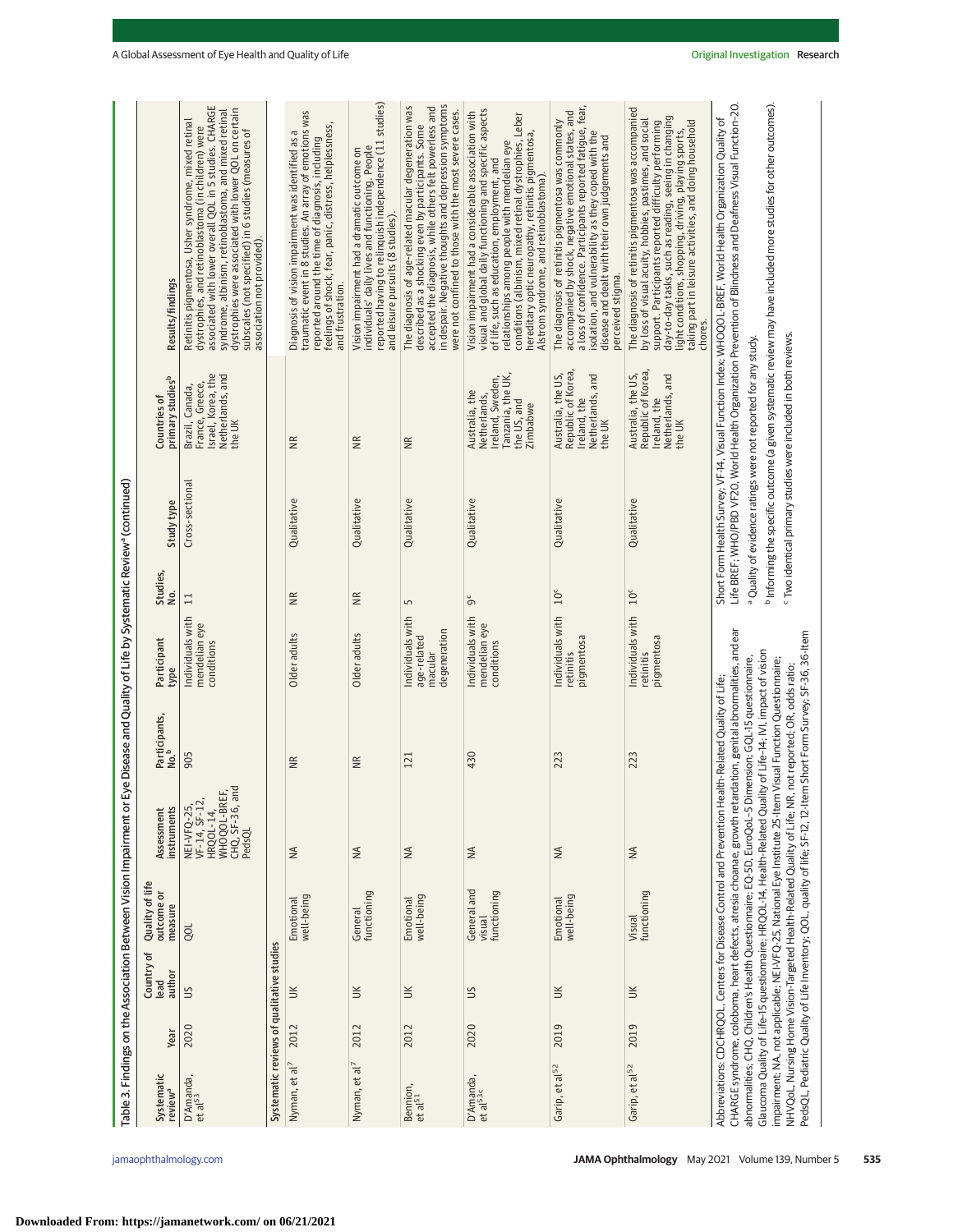Table 3. Findings on the Association Between Vision Impairment or Eye Disease and Quality of Life by Systematic Review[a] (continued)

| Systematic review[a] | Year | Country of lead author | Quality of life outcome or measure | Assessment instruments | Participants, No.[b] | Participant type | Studies, No. | Study type | Countries of primary studies[b] | Results/findings |
|---|---|---|---|---|---|---|---|---|---|---|
| D'Amanda, et al[53] | 2020 | US | QOL | NEI-VFQ-25, VF-14, SF-12, HRQOL-14, WHOQOL-BREF, CHQ, SF-36, and PedsQL | 905 | Individuals with mendelian eye conditions | 11 | Cross-sectional | Brazil, Canada, France, Greece, Israel, Korea, the Netherlands, and the UK | Retinitis pigmentosa, Usher syndrome, mixed retinal dystrophies, and retinoblastoma (in children) were associated with lower overall QOL in 5 studies. CHARGE syndrome, albinism, retinoblastoma, and mixed retinal dystrophies were associated with lower QOL on certain subscales (not specified) in 6 studies (measures of association not provided). |
| **Systematic reviews of qualitative studies** | | | | | | | | | | |
| Nyman, et al[7] | 2012 | UK | Emotional well-being | NA | NR | Older adults | NR | Qualitative | NR | Diagnosis of vision impairment was identified as a traumatic event in 8 studies. An array of emotions was reported around the time of diagnosis, including feelings of shock, fear, panic, distress, helplessness, and frustration. |
| Nyman, et al[7] | 2012 | UK | General functioning | NA | NR | Older adults | NR | Qualitative | NR | Vision impairment had a dramatic outcome on individuals' daily lives and functioning. People reported having to relinquish independence (11 studies) and leisure pursuits (8 studies). |
| Bennion, et al[51] | 2012 | UK | Emotional well-being | NA | 121 | Individuals with age-related macular degeneration | 5 | Qualitative | NR | The diagnosis of age-related macular degeneration was described as a shocking even by participants. Some accepted the diagnosis, while others felt powerless and in despair. Negative thoughts and depression symptoms were not confined to those with the most severe cases. |
| D'Amanda, et al[53c] | 2020 | US | General and visual functioning | NA | 430 | Individuals with mendelian eye conditions | 9[c] | Qualitative | Australia, the Netherlands, Ireland, Sweden, Tanzania, the UK, the US, and Zimbabwe | Vision impairment had a considerable association with visual and global daily functioning and specific aspects of life, such as education, employment, and relationships among people with mendelian eye conditions (albinism, mixed retinal dystrophies, Leber hereditary optic neuropathy, retinitis pigmentosa, Alstrom syndrome, and retinoblastoma). |
| Garip, et al[52] | 2019 | UK | Emotional well-being | NA | 223 | Individuals with retinitis pigmentosa | 10[c] | Qualitative | Australia, the US, Republic of Korea, Ireland, the Netherlands, and the UK | The diagnosis of retinitis pigmentosa was commonly accompanied by shock, negative emotional states, and a loss of confidence. Participants reported fatigue, fear, isolation, and vulnerability as they coped with the disease and dealt with their own judgements and perceived stigma. |
| Garip, et al[52] | 2019 | UK | Visual functioning | NA | 223 | Individuals with retinitis pigmentosa | 10[c] | Qualitative | Australia, the US, Republic of Korea, Ireland, the Netherlands, and the UK | The diagnosis of retinitis pigmentosa was accompanied by loss of visual acuity, hobbies, pastimes, and social support. Participants reported difficulty performing day-to-day tasks, such as reading, seeing in changing light conditions, shopping, driving, playing sports, taking part in leisure activities, and doing household chores. |

Abbreviations: CDCHRQOL, Centers for Disease Control and Prevention Health-Related Quality of Life; CHARGE syndrome, coloboma, heart defects, atresia choanae, growth retardation, genital abnormalities, and ear abnormalities; CHQ, Children's Health Questionnaire; EQ-5D, EuroQoL–5 Dimension; GQL-15 questionnaire, Glaucoma Quality of Life–15 questionnaire; HRQOL-14, Health-Related Quality of Life–14; IVI, impact of vision impairment; NA, not applicable; NEI-VFQ-25, National Eye Institute 25-Item Visual Function Questionnaire; NHVQoL, Nursing Home Vision-Targeted Health-Related Quality of Life; NR, not reported; OR, odds ratio; PedsQL, Pediatric Quality of Life Inventory; QOL, quality of life; SF-12, 12-Item Short Form Survey; SF-36, 36-Item Short Form Health Survey; VF-14, Visual Function Index; WHOQOL-BREF, World Health Organization Quality of Life BREF; WHO/PBD VF20, World Health Organization Prevention of Blindness and Deafness Visual Function-20.

[a] Quality of evidence ratings were not reported for any study.

[b] Informing the specific outcome (a given systematic review may have included more studies for other outcomes).

[c] Two identical primary studies were included in both reviews.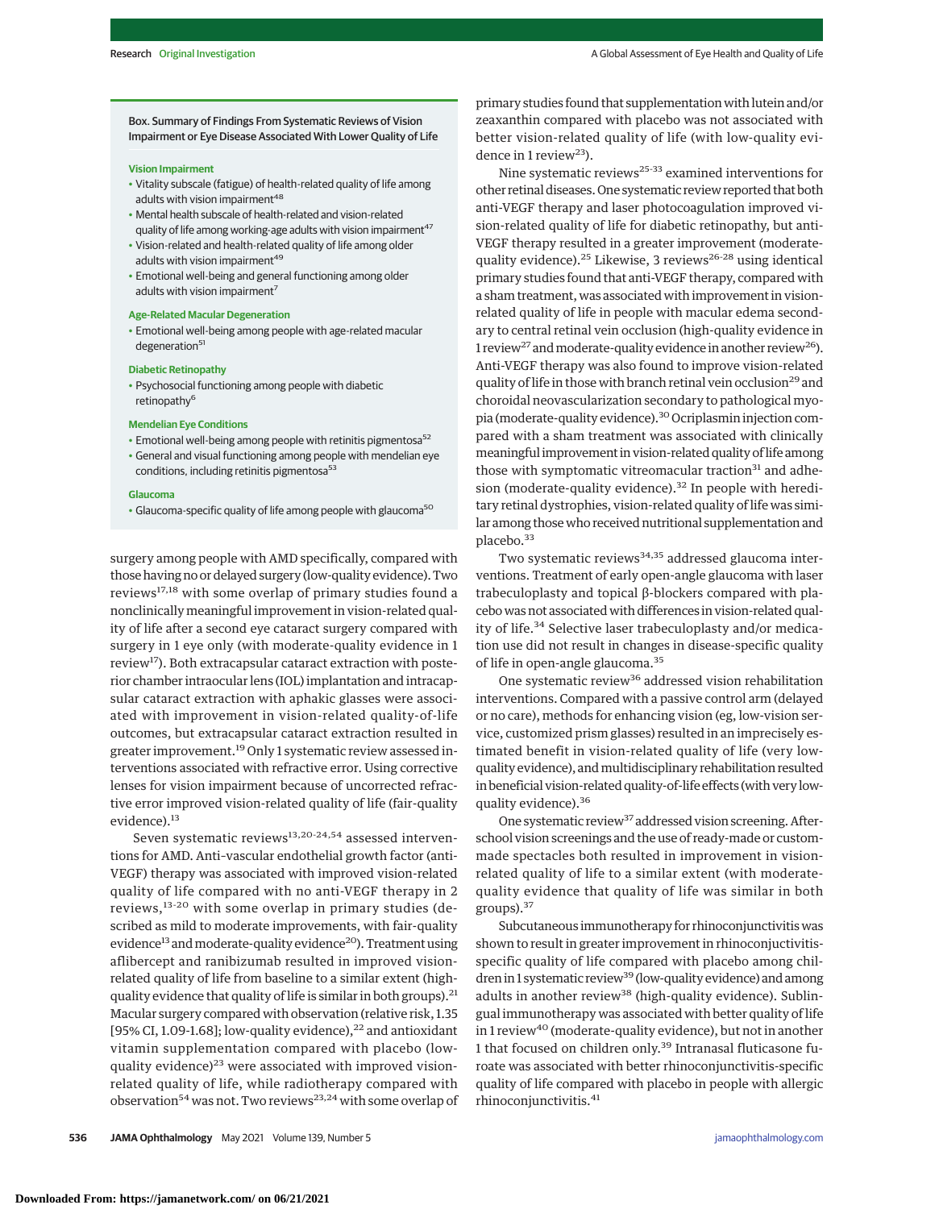**Box. Summary of Findings From Systematic Reviews of Vision Impairment or Eye Disease Associated With Lower Quality of Life**

**Vision Impairment**

- Vitality subscale (fatigue) of health-related quality of life among adults with vision impairment[48]
- Mental health subscale of health-related and vision-related quality of life among working-age adults with vision impairment[47]
- Vision-related and health-related quality of life among older adults with vision impairment[49]
- Emotional well-being and general functioning among older adults with vision impairment[7]

**Age-Related Macular Degeneration**

- Emotional well-being among people with age-related macular degeneration[51]

**Diabetic Retinopathy**

- Psychosocial functioning among people with diabetic retinopathy[6]

**Mendelian Eye Conditions**

- Emotional well-being among people with retinitis pigmentosa[52]
- General and visual functioning among people with mendelian eye conditions, including retinitis pigmentosa[53]

**Glaucoma**

- Glaucoma-specific quality of life among people with glaucoma[50]

surgery among people with AMD specifically, compared with those having no or delayed surgery (low-quality evidence). Two reviews[17,18] with some overlap of primary studies found a nonclinically meaningful improvement in vision-related quality of life after a second eye cataract surgery compared with surgery in 1 eye only (with moderate-quality evidence in 1 review[17]). Both extracapsular cataract extraction with posterior chamber intraocular lens (IOL) implantation and intracapsular cataract extraction with aphakic glasses were associated with improvement in vision-related quality-of-life outcomes, but extracapsular cataract extraction resulted in greater improvement.[19] Only 1 systematic review assessed interventions associated with refractive error. Using corrective lenses for vision impairment because of uncorrected refractive error improved vision-related quality of life (fair-quality evidence).[13]

Seven systematic reviews[13,20-24,54] assessed interventions for AMD. Anti–vascular endothelial growth factor (anti-VEGF) therapy was associated with improved vision-related quality of life compared with no anti-VEGF therapy in 2 reviews,[13-20] with some overlap in primary studies (described as mild to moderate improvements, with fair-quality evidence[13] and moderate-quality evidence[20]). Treatment using aflibercept and ranibizumab resulted in improved vision-related quality of life from baseline to a similar extent (high-quality evidence that quality of life is similar in both groups).[21] Macular surgery compared with observation (relative risk, 1.35 [95% CI, 1.09-1.68]; low-quality evidence),[22] and antioxidant vitamin supplementation compared with placebo (low-quality evidence)[23] were associated with improved vision-related quality of life, while radiotherapy compared with observation[54] was not. Two reviews[23,24] with some overlap of primary studies found that supplementation with lutein and/or zeaxanthin compared with placebo was not associated with better vision-related quality of life (with low-quality evidence in 1 review[23]).

Nine systematic reviews[25-33] examined interventions for other retinal diseases. One systematic review reported that both anti-VEGF therapy and laser photocoagulation improved vision-related quality of life for diabetic retinopathy, but anti-VEGF therapy resulted in a greater improvement (moderate-quality evidence).[25] Likewise, 3 reviews[26-28] using identical primary studies found that anti-VEGF therapy, compared with a sham treatment, was associated with improvement in vision-related quality of life in people with macular edema secondary to central retinal vein occlusion (high-quality evidence in 1 review[27] and moderate-quality evidence in another review[26]). Anti-VEGF therapy was also found to improve vision-related quality of life in those with branch retinal vein occlusion[29] and choroidal neovascularization secondary to pathological myopia (moderate-quality evidence).[30] Ocriplasmin injection compared with a sham treatment was associated with clinically meaningful improvement in vision-related quality of life among those with symptomatic vitreomacular traction[31] and adhesion (moderate-quality evidence).[32] In people with hereditary retinal dystrophies, vision-related quality of life was similar among those who received nutritional supplementation and placebo.[33]

Two systematic reviews[34,35] addressed glaucoma interventions. Treatment of early open-angle glaucoma with laser trabeculoplasty and topical β-blockers compared with placebo was not associated with differences in vision-related quality of life.[34] Selective laser trabeculoplasty and/or medication use did not result in changes in disease-specific quality of life in open-angle glaucoma.[35]

One systematic review[36] addressed vision rehabilitation interventions. Compared with a passive control arm (delayed or no care), methods for enhancing vision (eg, low-vision service, customized prism glasses) resulted in an imprecisely estimated benefit in vision-related quality of life (very low-quality evidence), and multidisciplinary rehabilitation resulted in beneficial vision-related quality-of-life effects (with very low-quality evidence).[36]

One systematic review[37] addressed vision screening. Afterschool vision screenings and the use of ready-made or custom-made spectacles both resulted in improvement in vision-related quality of life to a similar extent (with moderate-quality evidence that quality of life was similar in both groups).[37]

Subcutaneous immunotherapy for rhinoconjunctivitis was shown to result in greater improvement in rhinoconjuctivitis-specific quality of life compared with placebo among children in 1 systematic review[39] (low-quality evidence) and among adults in another review[38] (high-quality evidence). Sublingual immunotherapy was associated with better quality of life in 1 review[40] (moderate-quality evidence), but not in another 1 that focused on children only.[39] Intranasal fluticasone furoate was associated with better rhinoconjuctivitis-specific quality of life compared with placebo in people with allergic rhinoconjunctivitis.[41]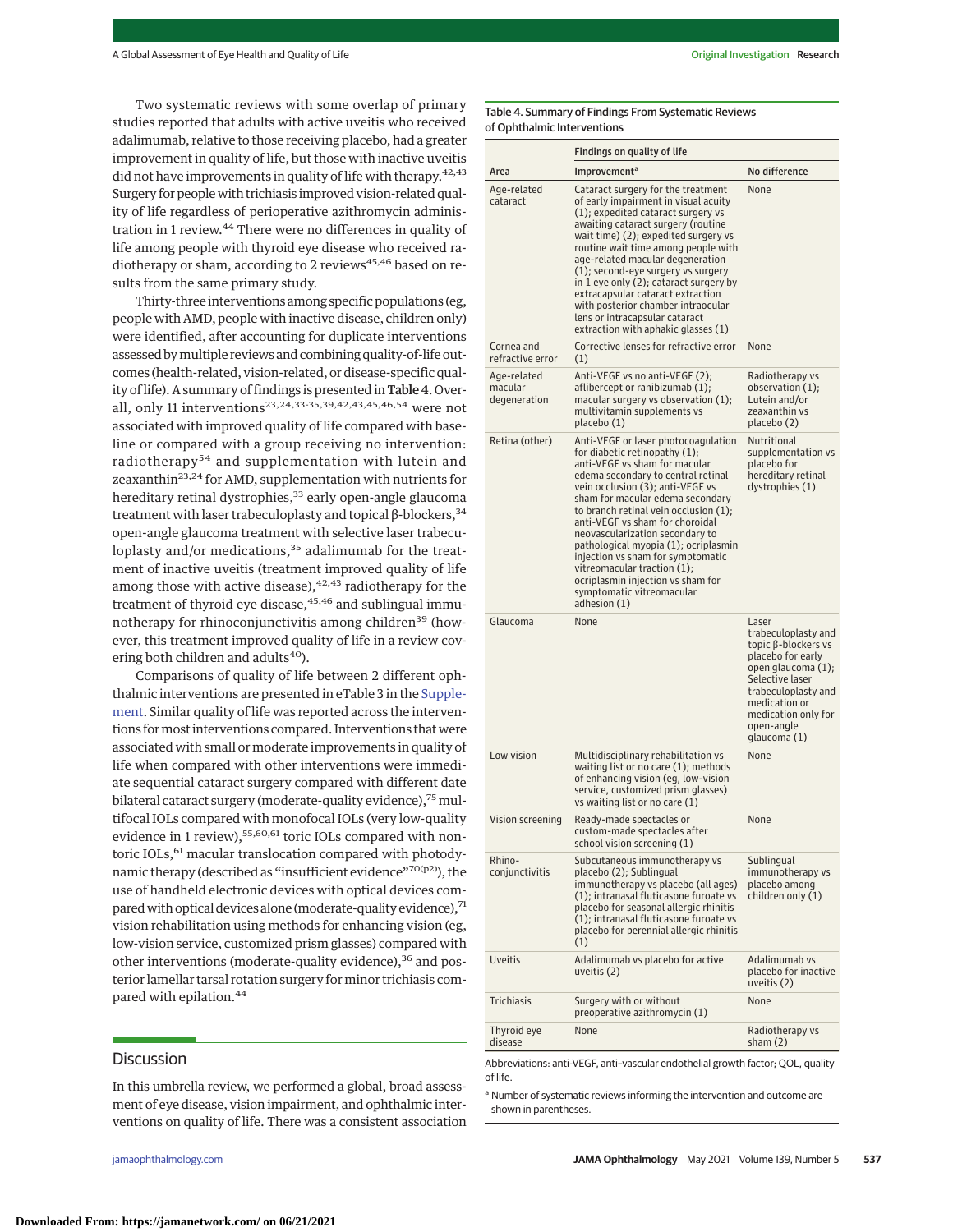Two systematic reviews with some overlap of primary studies reported that adults with active uveitis who received adalimumab, relative to those receiving placebo, had a greater improvement in quality of life, but those with inactive uveitis did not have improvements in quality of life with therapy.[42,43] Surgery for people with trichiasis improved vision-related quality of life regardless of perioperative azithromycin administration in 1 review.[44] There were no differences in quality of life among people with thyroid eye disease who received radiotherapy or sham, according to 2 reviews[45,46] based on results from the same primary study.

Thirty-three interventions among specific populations (eg, people with AMD, people with inactive disease, children only) were identified, after accounting for duplicate interventions assessed by multiple reviews and combining quality-of-life outcomes (health-related, vision-related, or disease-specific quality of life). A summary of findings is presented in **Table 4**. Overall, only 11 interventions[23,24,33-35,39,42,43,45,46,54] were not associated with improved quality of life compared with baseline or compared with a group receiving no intervention: radiotherapy[54] and supplementation with lutein and zeaxanthin[23,24] for AMD, supplementation with nutrients for hereditary retinal dystrophies,[33] early open-angle glaucoma treatment with laser trabeculoplasty and topical β-blockers,[34] open-angle glaucoma treatment with selective laser trabeculoplasty and/or medications,[35] adalimumab for the treatment of inactive uveitis (treatment improved quality of life among those with active disease),[42,43] radiotherapy for the treatment of thyroid eye disease,[45,46] and sublingual immunotherapy for rhinoconjunctivitis among children[39] (however, this treatment improved quality of life in a review covering both children and adults[40]).

Comparisons of quality of life between 2 different ophthalmic interventions are presented in eTable 3 in the Supplement. Similar quality of life was reported across the interventions for most interventions compared. Interventions that were associated with small or moderate improvements in quality of life when compared with other interventions were immediate sequential cataract surgery compared with different date bilateral cataract surgery (moderate-quality evidence),[75] multifocal IOLs compared with monofocal IOLs (very low-quality evidence in 1 review),[55,60,61] toric IOLs compared with nontoric IOLs,[61] macular translocation compared with photodynamic therapy (described as "insufficient evidence"[70(p2)]), the use of handheld electronic devices with optical devices compared with optical devices alone (moderate-quality evidence),[71] vision rehabilitation using methods for enhancing vision (eg, low-vision service, customized prism glasses) compared with other interventions (moderate-quality evidence),[36] and posterior lamellar tarsal rotation surgery for minor trichiasis compared with epilation.[44]

Table 4. Summary of Findings From Systematic Reviews of Ophthalmic Interventions

| Area | Findings on quality of life: Improvement[a] | Findings on quality of life: No difference |
|---|---|---|
| Age-related cataract | Cataract surgery for the treatment of early impairment in visual acuity (1); expedited cataract surgery vs awaiting cataract surgery (routine wait time) (2); expedited surgery vs routine wait time among people with age-related macular degeneration (1); second-eye surgery vs surgery in 1 eye only (2); cataract surgery by extracapsular cataract extraction with posterior chamber intraocular lens or intracapsular cataract extraction with aphakic glasses (1) | None |
| Cornea and refractive error | Corrective lenses for refractive error (1) | None |
| Age-related macular degeneration | Anti-VEGF vs no anti-VEGF (2); aflibercept or ranibizumab (1); macular surgery vs observation (1); multivitamin supplements vs placebo (1) | Radiotherapy vs observation (1); Lutein and/or zeaxanthin vs placebo (2) |
| Retina (other) | Anti-VEGF or laser photocoagulation for diabetic retinopathy (1); anti-VEGF vs sham for macular edema secondary to central retinal vein occlusion (3); anti-VEGF vs sham for macular edema secondary to branch retinal vein occlusion (1); anti-VEGF vs sham for choroidal neovascularization secondary to pathological myopia (1); ocriplasmin injection vs sham for symptomatic vitreomacular traction (1); ocriplasmin injection vs sham for symptomatic vitreomacular adhesion (1) | Nutritional supplementation vs placebo for hereditary retinal dystrophies (1) |
| Glaucoma | None | Laser trabeculoplasty and topic β-blockers vs placebo for early open glaucoma (1); Selective laser trabeculoplasty and medication or medication only for open-angle glaucoma (1) |
| Low vision | Multidisciplinary rehabilitation vs waiting list or no care (1); methods of enhancing vision (eg, low-vision service, customized prism glasses) vs waiting list or no care (1) | None |
| Vision screening | Ready-made spectacles or custom-made spectacles after school vision screening (1) | None |
| Rhino-conjunctivitis | Subcutaneous immunotherapy vs placebo (2); Sublingual immunotherapy vs placebo (all ages) (1); intranasal fluticasone furoate vs placebo for seasonal allergic rhinitis (1); intranasal fluticasone furoate vs placebo for perennial allergic rhinitis (1) | Sublingual immunotherapy vs placebo among children only (1) |
| Uveitis | Adalimumab vs placebo for active uveitis (2) | Adalimumab vs placebo for inactive uveitis (2) |
| Trichiasis | Surgery with or without preoperative azithromycin (1) | None |
| Thyroid eye disease | None | Radiotherapy vs sham (2) |

Abbreviations: anti-VEGF, anti–vascular endothelial growth factor; QOL, quality of life.

[a] Number of systematic reviews informing the intervention and outcome are shown in parentheses.

## Discussion

In this umbrella review, we performed a global, broad assessment of eye disease, vision impairment, and ophthalmic interventions on quality of life. There was a consistent association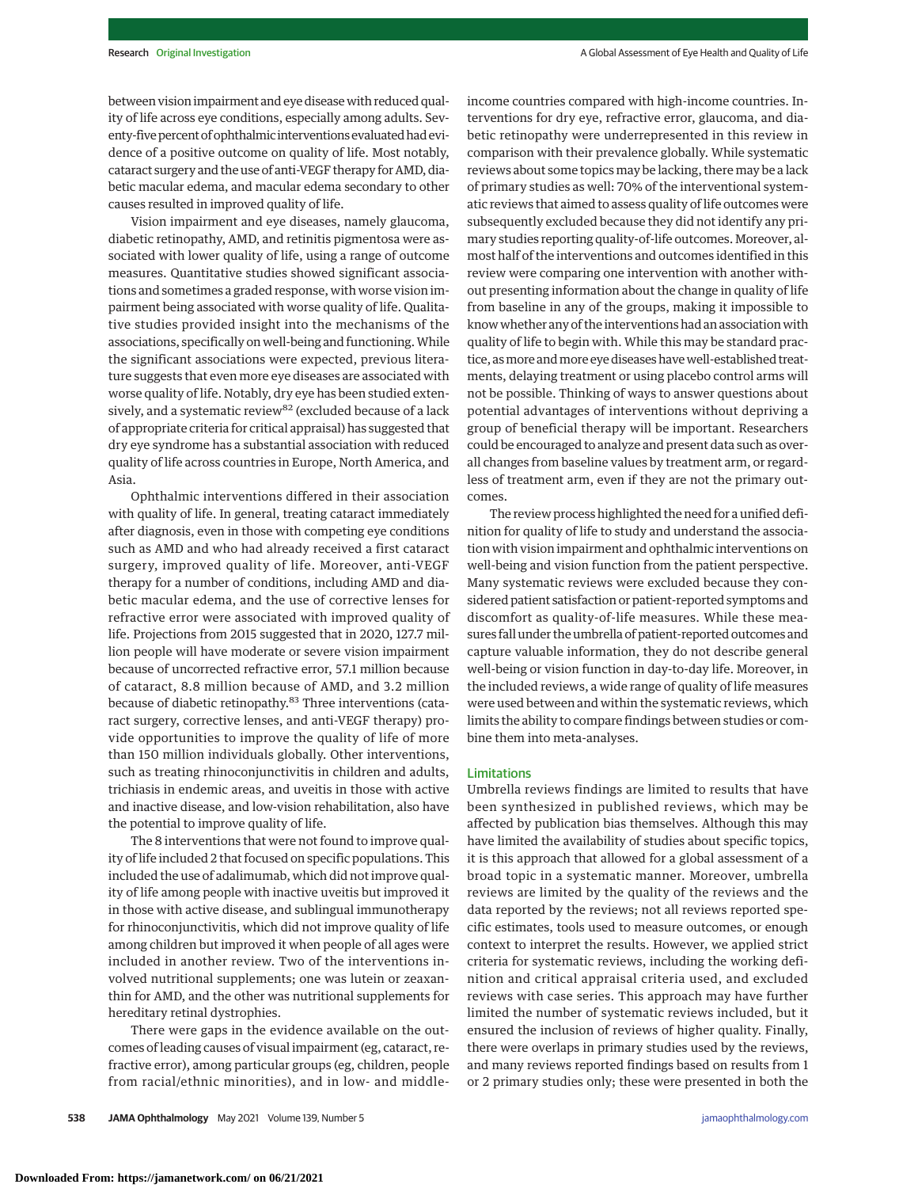between vision impairment and eye disease with reduced quality of life across eye conditions, especially among adults. Seventy-five percent of ophthalmic interventions evaluated had evidence of a positive outcome on quality of life. Most notably, cataract surgery and the use of anti-VEGF therapy for AMD, diabetic macular edema, and macular edema secondary to other causes resulted in improved quality of life.

Vision impairment and eye diseases, namely glaucoma, diabetic retinopathy, AMD, and retinitis pigmentosa were associated with lower quality of life, using a range of outcome measures. Quantitative studies showed significant associations and sometimes a graded response, with worse vision impairment being associated with worse quality of life. Qualitative studies provided insight into the mechanisms of the associations, specifically on well-being and functioning. While the significant associations were expected, previous literature suggests that even more eye diseases are associated with worse quality of life. Notably, dry eye has been studied extensively, and a systematic review[82] (excluded because of a lack of appropriate criteria for critical appraisal) has suggested that dry eye syndrome has a substantial association with reduced quality of life across countries in Europe, North America, and Asia.

Ophthalmic interventions differed in their association with quality of life. In general, treating cataract immediately after diagnosis, even in those with competing eye conditions such as AMD and who had already received a first cataract surgery, improved quality of life. Moreover, anti-VEGF therapy for a number of conditions, including AMD and diabetic macular edema, and the use of corrective lenses for refractive error were associated with improved quality of life. Projections from 2015 suggested that in 2020, 127.7 million people will have moderate or severe vision impairment because of uncorrected refractive error, 57.1 million because of cataract, 8.8 million because of AMD, and 3.2 million because of diabetic retinopathy.[83] Three interventions (cataract surgery, corrective lenses, and anti-VEGF therapy) provide opportunities to improve the quality of life of more than 150 million individuals globally. Other interventions, such as treating rhinoconjunctivitis in children and adults, trichiasis in endemic areas, and uveitis in those with active and inactive disease, and low-vision rehabilitation, also have the potential to improve quality of life.

The 8 interventions that were not found to improve quality of life included 2 that focused on specific populations. This included the use of adalimumab, which did not improve quality of life among people with inactive uveitis but improved it in those with active disease, and sublingual immunotherapy for rhinoconjunctivitis, which did not improve quality of life among children but improved it when people of all ages were included in another review. Two of the interventions involved nutritional supplements; one was lutein or zeaxanthin for AMD, and the other was nutritional supplements for hereditary retinal dystrophies.

There were gaps in the evidence available on the outcomes of leading causes of visual impairment (eg, cataract, refractive error), among particular groups (eg, children, people from racial/ethnic minorities), and in low- and middle-income countries compared with high-income countries. Interventions for dry eye, refractive error, glaucoma, and diabetic retinopathy were underrepresented in this review in comparison with their prevalence globally. While systematic reviews about some topics may be lacking, there may be a lack of primary studies as well: 70% of the interventional systematic reviews that aimed to assess quality of life outcomes were subsequently excluded because they did not identify any primary studies reporting quality-of-life outcomes. Moreover, almost half of the interventions and outcomes identified in this review were comparing one intervention with another without presenting information about the change in quality of life from baseline in any of the groups, making it impossible to know whether any of the interventions had an association with quality of life to begin with. While this may be standard practice, as more and more eye diseases have well-established treatments, delaying treatment or using placebo control arms will not be possible. Thinking of ways to answer questions about potential advantages of interventions without depriving a group of beneficial therapy will be important. Researchers could be encouraged to analyze and present data such as overall changes from baseline values by treatment arm, or regardless of treatment arm, even if they are not the primary outcomes.

The review process highlighted the need for a unified definition for quality of life to study and understand the association with vision impairment and ophthalmic interventions on well-being and vision function from the patient perspective. Many systematic reviews were excluded because they considered patient satisfaction or patient-reported symptoms and discomfort as quality-of-life measures. While these measures fall under the umbrella of patient-reported outcomes and capture valuable information, they do not describe general well-being or vision function in day-to-day life. Moreover, in the included reviews, a wide range of quality of life measures were used between and within the systematic reviews, which limits the ability to compare findings between studies or combine them into meta-analyses.

## Limitations

Umbrella reviews findings are limited to results that have been synthesized in published reviews, which may be affected by publication bias themselves. Although this may have limited the availability of studies about specific topics, it is this approach that allowed for a global assessment of a broad topic in a systematic manner. Moreover, umbrella reviews are limited by the quality of the reviews and the data reported by the reviews; not all reviews reported specific estimates, tools used to measure outcomes, or enough context to interpret the results. However, we applied strict criteria for systematic reviews, including the working definition and critical appraisal criteria used, and excluded reviews with case series. This approach may have further limited the number of systematic reviews included, but it ensured the inclusion of reviews of higher quality. Finally, there were overlaps in primary studies used by the reviews, and many reviews reported findings based on results from 1 or 2 primary studies only; these were presented in both the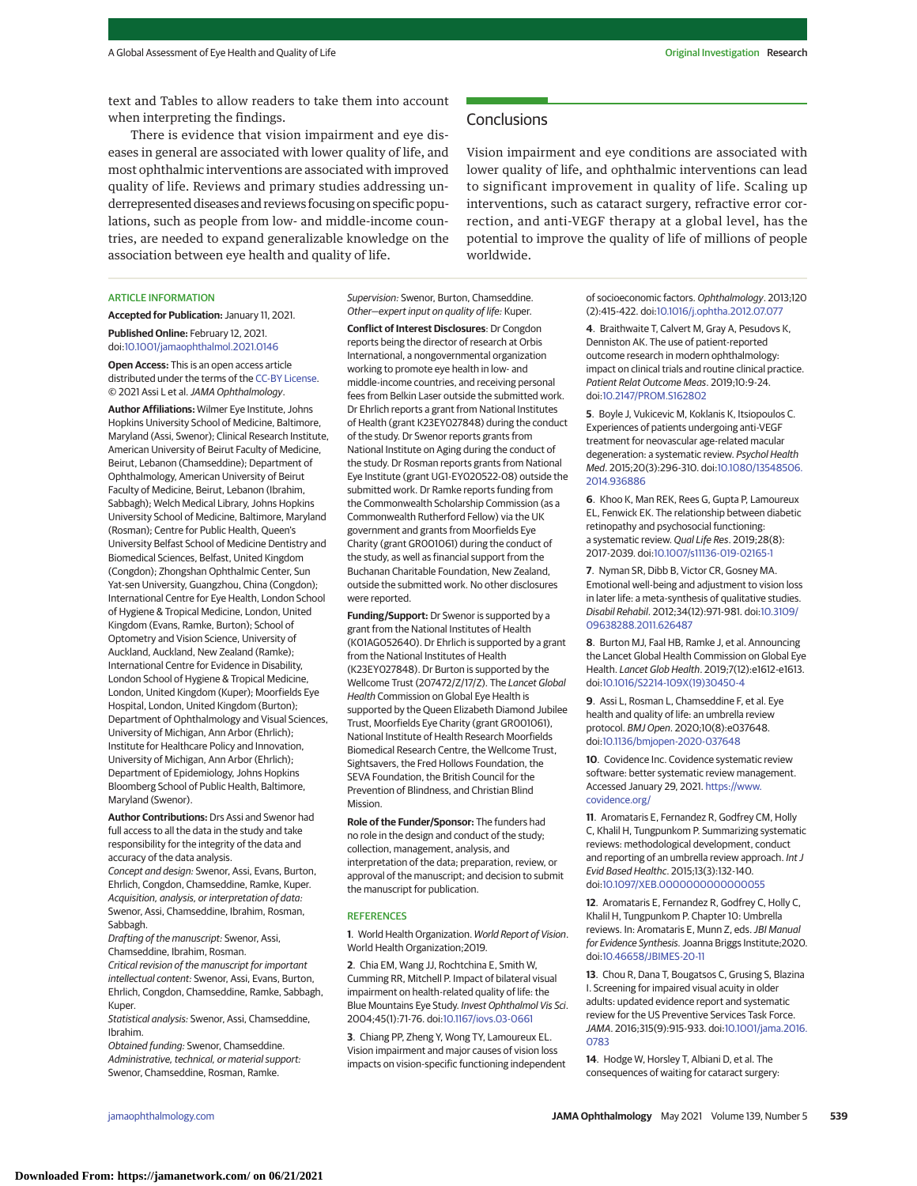text and Tables to allow readers to take them into account when interpreting the findings.

There is evidence that vision impairment and eye diseases in general are associated with lower quality of life, and most ophthalmic interventions are associated with improved quality of life. Reviews and primary studies addressing underrepresented diseases and reviews focusing on specific populations, such as people from low- and middle-income countries, are needed to expand generalizable knowledge on the association between eye health and quality of life.

## Conclusions

Vision impairment and eye conditions are associated with lower quality of life, and ophthalmic interventions can lead to significant improvement in quality of life. Scaling up interventions, such as cataract surgery, refractive error correction, and anti-VEGF therapy at a global level, has the potential to improve the quality of life of millions of people worldwide.

### ARTICLE INFORMATION

**Accepted for Publication:** January 11, 2021.

**Published Online:** February 12, 2021. doi:10.1001/jamaophthalmol.2021.0146

**Open Access:** This is an open access article distributed under the terms of the CC-BY License. © 2021 Assi L et al. *JAMA Ophthalmology*.

**Author Affiliations:** Wilmer Eye Institute, Johns Hopkins University School of Medicine, Baltimore, Maryland (Assi, Swenor); Clinical Research Institute, American University of Beirut Faculty of Medicine, Beirut, Lebanon (Chamseddine); Department of Ophthalmology, American University of Beirut Faculty of Medicine, Beirut, Lebanon (Ibrahim, Sabbagh); Welch Medical Library, Johns Hopkins University School of Medicine, Baltimore, Maryland (Rosman); Centre for Public Health, Queen's University Belfast School of Medicine Dentistry and Biomedical Sciences, Belfast, United Kingdom (Congdon); Zhongshan Ophthalmic Center, Sun Yat-sen University, Guangzhou, China (Congdon); International Centre for Eye Health, London School of Hygiene & Tropical Medicine, London, United Kingdom (Evans, Ramke, Burton); School of Optometry and Vision Science, University of Auckland, Auckland, New Zealand (Ramke); International Centre for Evidence in Disability, London School of Hygiene & Tropical Medicine, London, United Kingdom (Kuper); Moorfields Eye Hospital, London, United Kingdom (Burton); Department of Ophthalmology and Visual Sciences, University of Michigan, Ann Arbor (Ehrlich); Institute for Healthcare Policy and Innovation, University of Michigan, Ann Arbor (Ehrlich); Department of Epidemiology, Johns Hopkins Bloomberg School of Public Health, Baltimore, Maryland (Swenor).

**Author Contributions:** Drs Assi and Swenor had full access to all the data in the study and take responsibility for the integrity of the data and accuracy of the data analysis.
*Concept and design:* Swenor, Assi, Evans, Burton, Ehrlich, Congdon, Chamseddine, Ramke, Kuper.
*Acquisition, analysis, or interpretation of data:* Swenor, Assi, Chamseddine, Ibrahim, Rosman, Sabbagh.
*Drafting of the manuscript:* Swenor, Assi, Chamseddine, Ibrahim, Rosman.
*Critical revision of the manuscript for important intellectual content:* Swenor, Assi, Evans, Burton, Ehrlich, Congdon, Chamseddine, Ramke, Sabbagh, Kuper.
*Statistical analysis:* Swenor, Assi, Chamseddine, Ibrahim.
*Obtained funding:* Swenor, Chamseddine.
*Administrative, technical, or material support:* Swenor, Chamseddine, Rosman, Ramke.
*Supervision:* Swenor, Burton, Chamseddine.
*Other—expert input on quality of life:* Kuper.

**Conflict of Interest Disclosures**: Dr Congdon reports being the director of research at Orbis International, a nongovernmental organization working to promote eye health in low- and middle-income countries, and receiving personal fees from Belkin Laser outside the submitted work. Dr Ehrlich reports a grant from National Institutes of Health (grant K23EY027848) during the conduct of the study. Dr Swenor reports grants from National Institute on Aging during the conduct of the study. Dr Rosman reports grants from National Eye Institute (grant UG1-EY020522-08) outside the submitted work. Dr Ramke reports funding from the Commonwealth Scholarship Commission (as a Commonwealth Rutherford Fellow) via the UK government and grants from Moorfields Eye Charity (grant GR001061) during the conduct of the study, as well as financial support from the Buchanan Charitable Foundation, New Zealand, outside the submitted work. No other disclosures were reported.

**Funding/Support:** Dr Swenor is supported by a grant from the National Institutes of Health (K01AG052640). Dr Ehrlich is supported by a grant from the National Institutes of Health (K23EY027848). Dr Burton is supported by the Wellcome Trust (207472/Z/17/Z). The *Lancet Global Health* Commission on Global Eye Health is supported by the Queen Elizabeth Diamond Jubilee Trust, Moorfields Eye Charity (grant GR001061), National Institute of Health Research Moorfields Biomedical Research Centre, the Wellcome Trust, Sightsavers, the Fred Hollows Foundation, the SEVA Foundation, the British Council for the Prevention of Blindness, and Christian Blind Mission.

**Role of the Funder/Sponsor:** The funders had no role in the design and conduct of the study; collection, management, analysis, and interpretation of the data; preparation, review, or approval of the manuscript; and decision to submit the manuscript for publication.

### REFERENCES

**1**. World Health Organization. *World Report of Vision*. World Health Organization;2019.

**2**. Chia EM, Wang JJ, Rochtchina E, Smith W, Cumming RR, Mitchell P. Impact of bilateral visual impairment on health-related quality of life: the Blue Mountains Eye Study. *Invest Ophthalmol Vis Sci*. 2004;45(1):71-76. doi:10.1167/iovs.03-0661

**3**. Chiang PP, Zheng Y, Wong TY, Lamoureux EL. Vision impairment and major causes of vision loss impacts on vision-specific functioning independent of socioeconomic factors. *Ophthalmology*. 2013;120(2):415-422. doi:10.1016/j.ophtha.2012.07.077

**4**. Braithwaite T, Calvert M, Gray A, Pesudovs K, Denniston AK. The use of patient-reported outcome research in modern ophthalmology: impact on clinical trials and routine clinical practice. *Patient Relat Outcome Meas*. 2019;10:9-24. doi:10.2147/PROM.S162802

**5**. Boyle J, Vukicevic M, Koklanis K, Itsiopoulos C. Experiences of patients undergoing anti-VEGF treatment for neovascular age-related macular degeneration: a systematic review. *Psychol Health Med*. 2015;20(3):296-310. doi:10.1080/13548506.2014.936886

**6**. Khoo K, Man REK, Rees G, Gupta P, Lamoureux EL, Fenwick EK. The relationship between diabetic retinopathy and psychosocial functioning: a systematic review. *Qual Life Res*. 2019;28(8):2017-2039. doi:10.1007/s11136-019-02165-1

**7**. Nyman SR, Dibb B, Victor CR, Gosney MA. Emotional well-being and adjustment to vision loss in later life: a meta-synthesis of qualitative studies. *Disabil Rehabil*. 2012;34(12):971-981. doi:10.3109/09638288.2011.626487

**8**. Burton MJ, Faal HB, Ramke J, et al. Announcing the Lancet Global Health Commission on Global Eye Health. *Lancet Glob Health*. 2019;7(12):e1612-e1613. doi:10.1016/S2214-109X(19)30450-4

**9**. Assi L, Rosman L, Chamseddine F, et al. Eye health and quality of life: an umbrella review protocol. *BMJ Open*. 2020;10(8):e037648. doi:10.1136/bmjopen-2020-037648

**10**. Covidence Inc. Covidence systematic review software: better systematic review management. Accessed January 29, 2021. https://www.covidence.org/

**11**. Aromataris E, Fernandez R, Godfrey CM, Holly C, Khalil H, Tungpunkom P. Summarizing systematic reviews: methodological development, conduct and reporting of an umbrella review approach. *Int J Evid Based Healthc*. 2015;13(3):132-140. doi:10.1097/XEB.0000000000000055

**12**. Aromataris E, Fernandez R, Godfrey C, Holly C, Khalil H, Tungpunkom P. Chapter 10: Umbrella reviews. In: Aromataris E, Munn Z, eds. *JBI Manual for Evidence Synthesis*. Joanna Briggs Institute;2020. doi:10.46658/JBIMES-20-11

**13**. Chou R, Dana T, Bougatsos C, Grusing S, Blazina I. Screening for impaired visual acuity in older adults: updated evidence report and systematic review for the US Preventive Services Task Force. *JAMA*. 2016;315(9):915-933. doi:10.1001/jama.2016.0783

**14**. Hodge W, Horsley T, Albiani D, et al. The consequences of waiting for cataract surgery: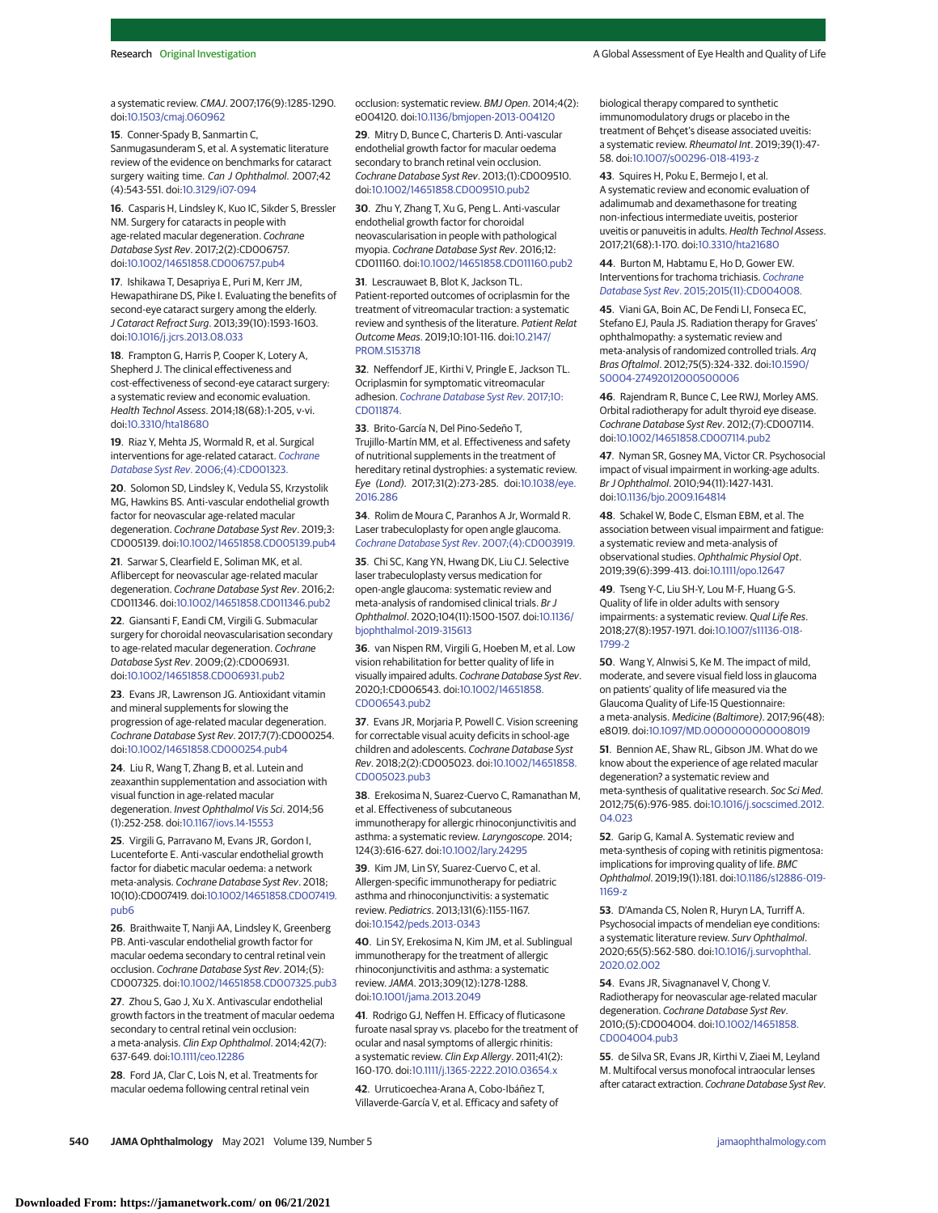a systematic review. *CMAJ*. 2007;176(9):1285-1290. doi:10.1503/cmaj.060962

15. Conner-Spady B, Sanmartin C, Sanmugasunderam S, et al. A systematic literature review of the evidence on benchmarks for cataract surgery waiting time. *Can J Ophthalmol*. 2007;42(4):543-551. doi:10.3129/i07-094

16. Casparis H, Lindsley K, Kuo IC, Sikder S, Bressler NM. Surgery for cataracts in people with age-related macular degeneration. *Cochrane Database Syst Rev*. 2017;2(2):CD006757. doi:10.1002/14651858.CD006757.pub4

17. Ishikawa T, Desapriya E, Puri M, Kerr JM, Hewapathirane DS, Pike I. Evaluating the benefits of second-eye cataract surgery among the elderly. *J Cataract Refract Surg*. 2013;39(10):1593-1603. doi:10.1016/j.jcrs.2013.08.033

18. Frampton G, Harris P, Cooper K, Lotery A, Shepherd J. The clinical effectiveness and cost-effectiveness of second-eye cataract surgery: a systematic review and economic evaluation. *Health Technol Assess*. 2014;18(68):1-205, v-vi. doi:10.3310/hta18680

19. Riaz Y, Mehta JS, Wormald R, et al. Surgical interventions for age-related cataract. *Cochrane Database Syst Rev*. 2006;(4):CD001323.

20. Solomon SD, Lindsley K, Vedula SS, Krzystolik MG, Hawkins BS. Anti-vascular endothelial growth factor for neovascular age-related macular degeneration. *Cochrane Database Syst Rev*. 2019;3:CD005139. doi:10.1002/14651858.CD005139.pub4

21. Sarwar S, Clearfield E, Soliman MK, et al. Aflibercept for neovascular age-related macular degeneration. *Cochrane Database Syst Rev*. 2016;2:CD011346. doi:10.1002/14651858.CD011346.pub2

22. Giansanti F, Eandi CM, Virgili G. Submacular surgery for choroidal neovascularisation secondary to age-related macular degeneration. *Cochrane Database Syst Rev*. 2009;(2):CD006931. doi:10.1002/14651858.CD006931.pub2

23. Evans JR, Lawrenson JG. Antioxidant vitamin and mineral supplements for slowing the progression of age-related macular degeneration. *Cochrane Database Syst Rev*. 2017;7(7):CD000254. doi:10.1002/14651858.CD000254.pub4

24. Liu R, Wang T, Zhang B, et al. Lutein and zeaxanthin supplementation and association with visual function in age-related macular degeneration. *Invest Ophthalmol Vis Sci*. 2014;56(1):252-258. doi:10.1167/iovs.14-15553

25. Virgili G, Parravano M, Evans JR, Gordon I, Lucenteforte E. Anti-vascular endothelial growth factor for diabetic macular oedema: a network meta-analysis. *Cochrane Database Syst Rev*. 2018;10(10):CD007419. doi:10.1002/14651858.CD007419.pub6

26. Braithwaite T, Nanji AA, Lindsley K, Greenberg PB. Anti-vascular endothelial growth factor for macular oedema secondary to central retinal vein occlusion. *Cochrane Database Syst Rev*. 2014;(5):CD007325. doi:10.1002/14651858.CD007325.pub3

27. Zhou S, Gao J, Xu X. Antivascular endothelial growth factors in the treatment of macular oedema secondary to central retinal vein occlusion: a meta-analysis. *Clin Exp Ophthalmol*. 2014;42(7):637-649. doi:10.1111/ceo.12286

28. Ford JA, Clar C, Lois N, et al. Treatments for macular oedema following central retinal vein occlusion: systematic review. *BMJ Open*. 2014;4(2):e004120. doi:10.1136/bmjopen-2013-004120

29. Mitry D, Bunce C, Charteris D. Anti-vascular endothelial growth factor for macular oedema secondary to branch retinal vein occlusion. *Cochrane Database Syst Rev*. 2013;(1):CD009510. doi:10.1002/14651858.CD009510.pub2

30. Zhu Y, Zhang T, Xu G, Peng L. Anti-vascular endothelial growth factor for choroidal neovascularisation in people with pathological myopia. *Cochrane Database Syst Rev*. 2016;12:CD011160. doi:10.1002/14651858.CD011160.pub2

31. Lescrauwaet B, Blot K, Jackson TL. Patient-reported outcomes of ocriplasmin for the treatment of vitreomacular traction: a systematic review and synthesis of the literature. *Patient Relat Outcome Meas*. 2019;10:101-116. doi:10.2147/PROM.S153718

32. Neffendorf JE, Kirthi V, Pringle E, Jackson TL. Ocriplasmin for symptomatic vitreomacular adhesion. *Cochrane Database Syst Rev*. 2017;10:CD011874.

33. Brito-García N, Del Pino-Sedeño T, Trujillo-Martín MM, et al. Effectiveness and safety of nutritional supplements in the treatment of hereditary retinal dystrophies: a systematic review. *Eye (Lond)*. 2017;31(2):273-285. doi:10.1038/eye.2016.286

34. Rolim de Moura C, Paranhos A Jr, Wormald R. Laser trabeculoplasty for open angle glaucoma. *Cochrane Database Syst Rev*. 2007;(4):CD003919.

35. Chi SC, Kang YN, Hwang DK, Liu CJ. Selective laser trabeculoplasty versus medication for open-angle glaucoma: systematic review and meta-analysis of randomised clinical trials. *Br J Ophthalmol*. 2020;104(11):1500-1507. doi:10.1136/bjophthalmol-2019-315613

36. van Nispen RM, Virgili G, Hoeben M, et al. Low vision rehabilitation for better quality of life in visually impaired adults. *Cochrane Database Syst Rev*. 2020;1:CD006543. doi:10.1002/14651858.CD006543.pub2

37. Evans JR, Morjaria P, Powell C. Vision screening for correctable visual acuity deficits in school-age children and adolescents. *Cochrane Database Syst Rev*. 2018;2(2):CD005023. doi:10.1002/14651858.CD005023.pub3

38. Erekosima N, Suarez-Cuervo C, Ramanathan M, et al. Effectiveness of subcutaneous immunotherapy for allergic rhinoconjunctivitis and asthma: a systematic review. *Laryngoscope*. 2014;124(3):616-627. doi:10.1002/lary.24295

39. Kim JM, Lin SY, Suarez-Cuervo C, et al. Allergen-specific immunotherapy for pediatric asthma and rhinoconjunctivitis: a systematic review. *Pediatrics*. 2013;131(6):1155-1167. doi:10.1542/peds.2013-0343

40. Lin SY, Erekosima N, Kim JM, et al. Sublingual immunotherapy for the treatment of allergic rhinoconjunctivitis and asthma: a systematic review. *JAMA*. 2013;309(12):1278-1288. doi:10.1001/jama.2013.2049

41. Rodrigo GJ, Neffen H. Efficacy of fluticasone furoate nasal spray vs. placebo for the treatment of ocular and nasal symptoms of allergic rhinitis: a systematic review. *Clin Exp Allergy*. 2011;41(2):160-170. doi:10.1111/j.1365-2222.2010.03654.x

42. Urruticoechea-Arana A, Cobo-Ibáñez T, Villaverde-García V, et al. Efficacy and safety of biological therapy compared to synthetic immunomodulatory drugs or placebo in the treatment of Behçet's disease associated uveitis: a systematic review. *Rheumatol Int*. 2019;39(1):47-58. doi:10.1007/s00296-018-4193-z

43. Squires H, Poku E, Bermejo I, et al. A systematic review and economic evaluation of adalimumab and dexamethasone for treating non-infectious intermediate uveitis, posterior uveitis or panuveitis in adults. *Health Technol Assess*. 2017;21(68):1-170. doi:10.3310/hta21680

44. Burton M, Habtamu E, Ho D, Gower EW. Interventions for trachoma trichiasis. *Cochrane Database Syst Rev*. 2015;2015(11):CD004008.

45. Viani GA, Boin AC, De Fendi LI, Fonseca EC, Stefano EJ, Paula JS. Radiation therapy for Graves' ophthalmopathy: a systematic review and meta-analysis of randomized controlled trials. *Arq Bras Oftalmol*. 2012;75(5):324-332. doi:10.1590/S0004-27492012000500006

46. Rajendram R, Bunce C, Lee RWJ, Morley AMS. Orbital radiotherapy for adult thyroid eye disease. *Cochrane Database Syst Rev*. 2012;(7):CD007114. doi:10.1002/14651858.CD007114.pub2

47. Nyman SR, Gosney MA, Victor CR. Psychosocial impact of visual impairment in working-age adults. *Br J Ophthalmol*. 2010;94(11):1427-1431. doi:10.1136/bjo.2009.164814

48. Schakel W, Bode C, Elsman EBM, et al. The association between visual impairment and fatigue: a systematic review and meta-analysis of observational studies. *Ophthalmic Physiol Opt*. 2019;39(6):399-413. doi:10.1111/opo.12647

49. Tseng Y-C, Liu SH-Y, Lou M-F, Huang G-S. Quality of life in older adults with sensory impairments: a systematic review. *Qual Life Res*. 2018;27(8):1957-1971. doi:10.1007/s11136-018-1799-2

50. Wang Y, Alnwisi S, Ke M. The impact of mild, moderate, and severe visual field loss in glaucoma on patients' quality of life measured via the Glaucoma Quality of Life-15 Questionnaire: a meta-analysis. *Medicine (Baltimore)*. 2017;96(48):e8019. doi:10.1097/MD.0000000000008019

51. Bennion AE, Shaw RL, Gibson JM. What do we know about the experience of age related macular degeneration? a systematic review and meta-synthesis of qualitative research. *Soc Sci Med*. 2012;75(6):976-985. doi:10.1016/j.socscimed.2012.04.023

52. Garip G, Kamal A. Systematic review and meta-synthesis of coping with retinitis pigmentosa: implications for improving quality of life. *BMC Ophthalmol*. 2019;19(1):181. doi:10.1186/s12886-019-1169-z

53. D'Amanda CS, Nolen R, Huryn LA, Turriff A. Psychosocial impacts of mendelian eye conditions: a systematic literature review. *Surv Ophthalmol*. 2020;65(5):562-580. doi:10.1016/j.survophthal.2020.02.002

54. Evans JR, Sivagnanavel V, Chong V. Radiotherapy for neovascular age-related macular degeneration. *Cochrane Database Syst Rev*. 2010;(5):CD004004. doi:10.1002/14651858.CD004004.pub3

55. de Silva SR, Evans JR, Kirthi V, Ziaei M, Leyland M. Multifocal versus monofocal intraocular lenses after cataract extraction. *Cochrane Database Syst Rev*.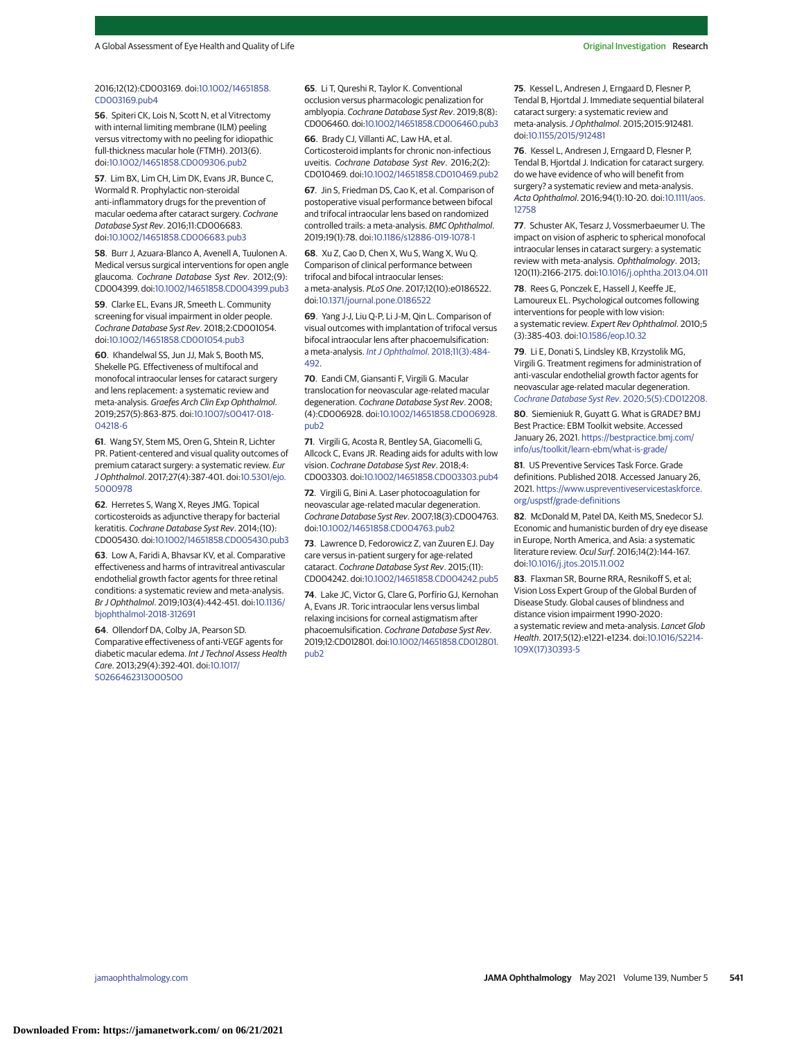2016;12(12):CD003169. doi:10.1002/14651858.CD003169.pub4

56. Spiteri CK, Lois N, Scott N, et al Vitrectomy with internal limiting membrane (ILM) peeling versus vitrectomy with no peeling for idiopathic full-thickness macular hole (FTMH). 2013(6). doi:10.1002/14651858.CD009306.pub2

57. Lim BX, Lim CH, Lim DK, Evans JR, Bunce C, Wormald R. Prophylactic non-steroidal anti-inflammatory drugs for the prevention of macular oedema after cataract surgery. *Cochrane Database Syst Rev*. 2016;11:CD006683. doi:10.1002/14651858.CD006683.pub3

58. Burr J, Azuara-Blanco A, Avenell A, Tuulonen A. Medical versus surgical interventions for open angle glaucoma. *Cochrane Database Syst Rev*. 2012;(9):CD004399. doi:10.1002/14651858.CD004399.pub3

59. Clarke EL, Evans JR, Smeeth L. Community screening for visual impairment in older people. *Cochrane Database Syst Rev*. 2018;2:CD001054. doi:10.1002/14651858.CD001054.pub3

60. Khandelwal SS, Jun JJ, Mak S, Booth MS, Shekelle PG. Effectiveness of multifocal and monofocal intraocular lenses for cataract surgery and lens replacement: a systematic review and meta-analysis. *Graefes Arch Clin Exp Ophthalmol*. 2019;257(5):863-875. doi:10.1007/s00417-018-04218-6

61. Wang SY, Stem MS, Oren G, Shtein R, Lichter PR. Patient-centered and visual quality outcomes of premium cataract surgery: a systematic review. *Eur J Ophthalmol*. 2017;27(4):387-401. doi:10.5301/ejo.5000978

62. Herretes S, Wang X, Reyes JMG. Topical corticosteroids as adjunctive therapy for bacterial keratitis. *Cochrane Database Syst Rev*. 2014;(10):CD005430. doi:10.1002/14651858.CD005430.pub3

63. Low A, Faridi A, Bhavsar KV, et al. Comparative effectiveness and harms of intravitreal antivascular endothelial growth factor agents for three retinal conditions: a systematic review and meta-analysis. *Br J Ophthalmol*. 2019;103(4):442-451. doi:10.1136/bjophthalmol-2018-312691

64. Ollendorf DA, Colby JA, Pearson SD. Comparative effectiveness of anti-VEGF agents for diabetic macular edema. *Int J Technol Assess Health Care*. 2013;29(4):392-401. doi:10.1017/S0266462313000500

65. Li T, Qureshi R, Taylor K. Conventional occlusion versus pharmacologic penalization for amblyopia. *Cochrane Database Syst Rev*. 2019;8(8):CD006460. doi:10.1002/14651858.CD006460.pub3

66. Brady CJ, Villanti AC, Law HA, et al. Corticosteroid implants for chronic non-infectious uveitis. *Cochrane Database Syst Rev*. 2016;2(2):CD010469. doi:10.1002/14651858.CD010469.pub2

67. Jin S, Friedman DS, Cao K, et al. Comparison of postoperative visual performance between bifocal and trifocal intraocular lens based on randomized controlled trails: a meta-analysis. *BMC Ophthalmol*. 2019;19(1):78. doi:10.1186/s12886-019-1078-1

68. Xu Z, Cao D, Chen X, Wu S, Wang X, Wu Q. Comparison of clinical performance between trifocal and bifocal intraocular lenses: a meta-analysis. *PLoS One*. 2017;12(10):e0186522. doi:10.1371/journal.pone.0186522

69. Yang J-J, Liu Q-P, Li J-M, Qin L. Comparison of visual outcomes with implantation of trifocal versus bifocal intraocular lens after phacoemulsification: a meta-analysis. *Int J Ophthalmol*. 2018;11(3):484-492.

70. Eandi CM, Giansanti F, Virgili G. Macular translocation for neovascular age-related macular degeneration. *Cochrane Database Syst Rev*. 2008;(4):CD006928. doi:10.1002/14651858.CD006928.pub2

71. Virgili G, Acosta R, Bentley SA, Giacomelli G, Allcock C, Evans JR. Reading aids for adults with low vision. *Cochrane Database Syst Rev*. 2018;4:CD003303. doi:10.1002/14651858.CD003303.pub4

72. Virgili G, Bini A. Laser photocoagulation for neovascular age-related macular degeneration. *Cochrane Database Syst Rev*. 2007;18(3):CD004763. doi:10.1002/14651858.CD004763.pub2

73. Lawrence D, Fedorowicz Z, van Zuuren EJ. Day care versus in-patient surgery for age-related cataract. *Cochrane Database Syst Rev*. 2015;(11):CD004242. doi:10.1002/14651858.CD004242.pub5

74. Lake JC, Victor G, Clare G, Porfírio GJ, Kernohan A, Evans JR. Toric intraocular lens versus limbal relaxing incisions for corneal astigmatism after phacoemulsification. *Cochrane Database Syst Rev*. 2019;12:CD012801. doi:10.1002/14651858.CD012801.pub2

75. Kessel L, Andresen J, Erngaard D, Flesner P, Tendal B, Hjortdal J. Immediate sequential bilateral cataract surgery: a systematic review and meta-analysis. *J Ophthalmol*. 2015;2015:912481. doi:10.1155/2015/912481

76. Kessel L, Andresen J, Erngaard D, Flesner P, Tendal B, Hjortdal J. Indication for cataract surgery. do we have evidence of who will benefit from surgery? a systematic review and meta-analysis. *Acta Ophthalmol*. 2016;94(1):10-20. doi:10.1111/aos.12758

77. Schuster AK, Tesarz J, Vossmerbaeumer U. The impact on vision of aspheric to spherical monofocal intraocular lenses in cataract surgery: a systematic review with meta-analysis. *Ophthalmology*. 2013;120(11):2166-2175. doi:10.1016/j.ophtha.2013.04.011

78. Rees G, Ponczek E, Hassell J, Keeffe JE, Lamoureux EL. Psychological outcomes following interventions for people with low vision: a systematic review. *Expert Rev Ophthalmol*. 2010;5(3):385-403. doi:10.1586/eop.10.32

79. Li E, Donati S, Lindsley KB, Krzystolik MG, Virgili G. Treatment regimens for administration of anti-vascular endothelial growth factor agents for neovascular age-related macular degeneration. *Cochrane Database Syst Rev*. 2020;5(5):CD012208.

80. Siemieniuk R, Guyatt G. What is GRADE? BMJ Best Practice: EBM Toolkit website. Accessed January 26, 2021. https://bestpractice.bmj.com/info/us/toolkit/learn-ebm/what-is-grade/

81. US Preventive Services Task Force. Grade definitions. Published 2018. Accessed January 26, 2021. https://www.uspreventiveservicestaskforce.org/uspstf/grade-definitions

82. McDonald M, Patel DA, Keith MS, Snedecor SJ. Economic and humanistic burden of dry eye disease in Europe, North America, and Asia: a systematic literature review. *Ocul Surf*. 2016;14(2):144-167. doi:10.1016/j.jtos.2015.11.002

83. Flaxman SR, Bourne RRA, Resnikoff S, et al; Vision Loss Expert Group of the Global Burden of Disease Study. Global causes of blindness and distance vision impairment 1990-2020: a systematic review and meta-analysis. *Lancet Glob Health*. 2017;5(12):e1221-e1234. doi:10.1016/S2214-109X(17)30393-5